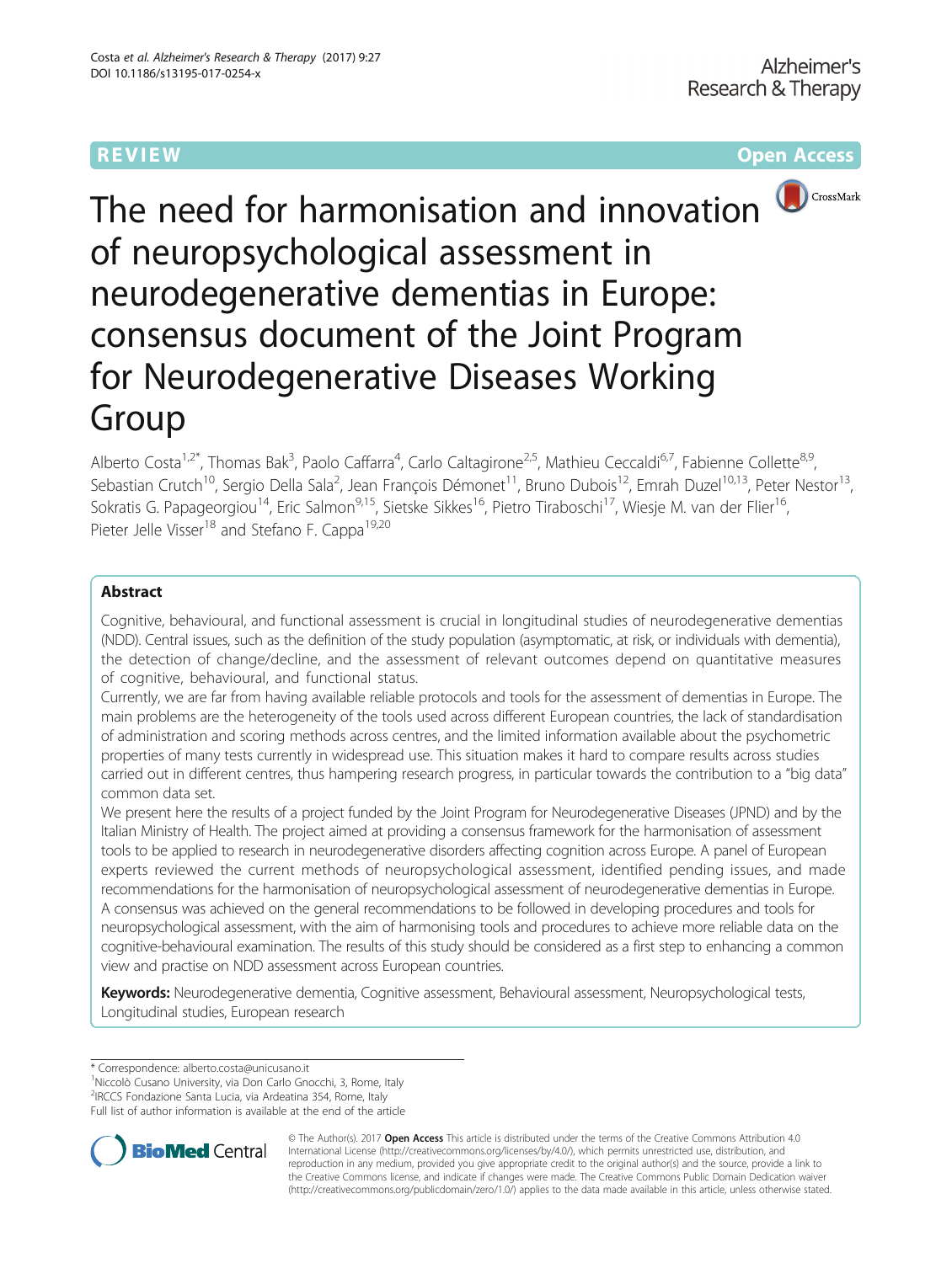REVIEW **Open Access**

# The need for harmonisation and innovation of neuropsychological assessment in neurodegenerative dementias in Europe: consensus document of the Joint Program for Neurodegenerative Diseases Working Group

Alberto Costa[1,2*], Thomas Bak[3], Paolo Caffarra[4], Carlo Caltagirone[2,5], Mathieu Ceccaldi[6,7], Fabienne Collette[8,9], Sebastian Crutch[10], Sergio Della Sala[2], Jean François Démonet[11], Bruno Dubois[12], Emrah Duzel[10,13], Peter Nestor[13], Sokratis G. Papageorgiou[14], Eric Salmon[9,15], Sietske Sikkes[16], Pietro Tiraboschi[17], Wiesje M. van der Flier[16], Pieter Jelle Visser[18] and Stefano F. Cappa[19,20]

## Abstract

Cognitive, behavioural, and functional assessment is crucial in longitudinal studies of neurodegenerative dementias (NDD). Central issues, such as the definition of the study population (asymptomatic, at risk, or individuals with dementia), the detection of change/decline, and the assessment of relevant outcomes depend on quantitative measures of cognitive, behavioural, and functional status.

Currently, we are far from having available reliable protocols and tools for the assessment of dementias in Europe. The main problems are the heterogeneity of the tools used across different European countries, the lack of standardisation of administration and scoring methods across centres, and the limited information available about the psychometric properties of many tests currently in widespread use. This situation makes it hard to compare results across studies carried out in different centres, thus hampering research progress, in particular towards the contribution to a "big data" common data set.

We present here the results of a project funded by the Joint Program for Neurodegenerative Diseases (JPND) and by the Italian Ministry of Health. The project aimed at providing a consensus framework for the harmonisation of assessment tools to be applied to research in neurodegenerative disorders affecting cognition across Europe. A panel of European experts reviewed the current methods of neuropsychological assessment, identified pending issues, and made recommendations for the harmonisation of neuropsychological assessment of neurodegenerative dementias in Europe. A consensus was achieved on the general recommendations to be followed in developing procedures and tools for neuropsychological assessment, with the aim of harmonising tools and procedures to achieve more reliable data on the cognitive-behavioural examination. The results of this study should be considered as a first step to enhancing a common view and practise on NDD assessment across European countries.

**Keywords:** Neurodegenerative dementia, Cognitive assessment, Behavioural assessment, Neuropsychological tests, Longitudinal studies, European research

\* Correspondence: alberto.costa@unicusano.it
[1]Niccolò Cusano University, via Don Carlo Gnocchi, 3, Rome, Italy
[2]IRCCS Fondazione Santa Lucia, via Ardeatina 354, Rome, Italy
Full list of author information is available at the end of the article

© The Author(s). 2017 **Open Access** This article is distributed under the terms of the Creative Commons Attribution 4.0 International License (http://creativecommons.org/licenses/by/4.0/), which permits unrestricted use, distribution, and reproduction in any medium, provided you give appropriate credit to the original author(s) and the source, provide a link to the Creative Commons license, and indicate if changes were made. The Creative Commons Public Domain Dedication waiver (http://creativecommons.org/publicdomain/zero/1.0/) applies to the data made available in this article, unless otherwise stated.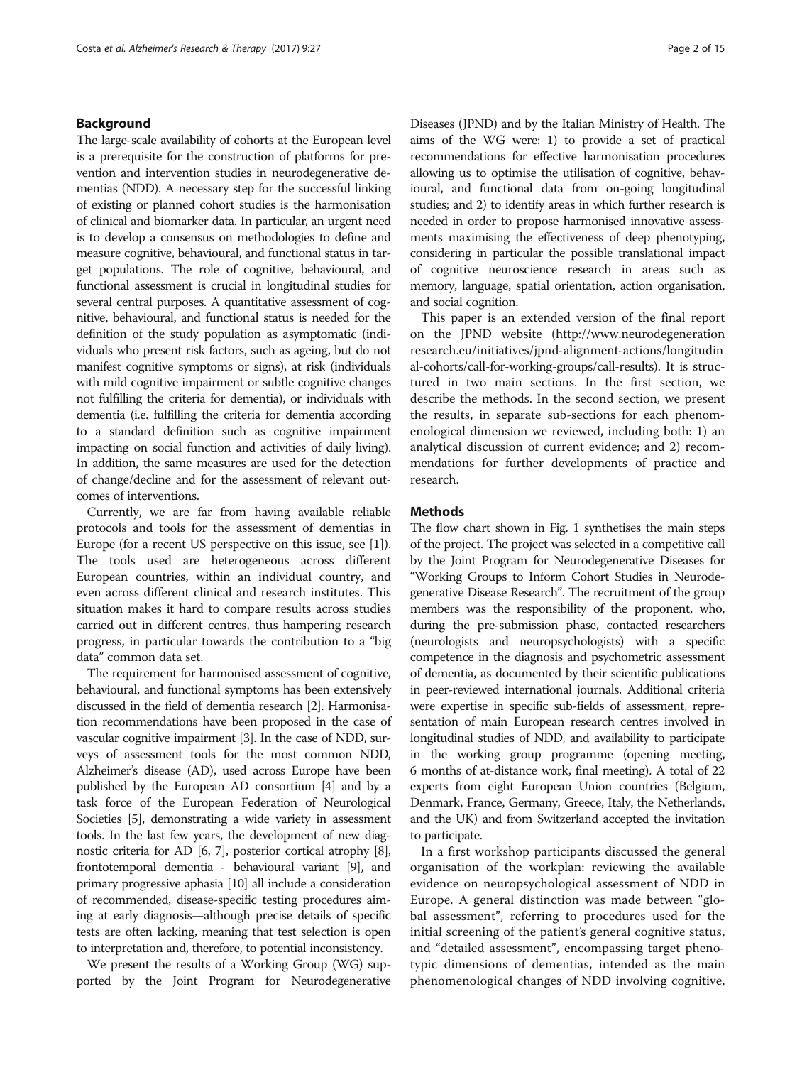## Background

The large-scale availability of cohorts at the European level is a prerequisite for the construction of platforms for prevention and intervention studies in neurodegenerative dementias (NDD). A necessary step for the successful linking of existing or planned cohort studies is the harmonisation of clinical and biomarker data. In particular, an urgent need is to develop a consensus on methodologies to define and measure cognitive, behavioural, and functional status in target populations. The role of cognitive, behavioural, and functional assessment is crucial in longitudinal studies for several central purposes. A quantitative assessment of cognitive, behavioural, and functional status is needed for the definition of the study population as asymptomatic (individuals who present risk factors, such as ageing, but do not manifest cognitive symptoms or signs), at risk (individuals with mild cognitive impairment or subtle cognitive changes not fulfilling the criteria for dementia), or individuals with dementia (i.e. fulfilling the criteria for dementia according to a standard definition such as cognitive impairment impacting on social function and activities of daily living). In addition, the same measures are used for the detection of change/decline and for the assessment of relevant outcomes of interventions.

Currently, we are far from having available reliable protocols and tools for the assessment of dementias in Europe (for a recent US perspective on this issue, see [1]). The tools used are heterogeneous across different European countries, within an individual country, and even across different clinical and research institutes. This situation makes it hard to compare results across studies carried out in different centres, thus hampering research progress, in particular towards the contribution to a "big data" common data set.

The requirement for harmonised assessment of cognitive, behavioural, and functional symptoms has been extensively discussed in the field of dementia research [2]. Harmonisation recommendations have been proposed in the case of vascular cognitive impairment [3]. In the case of NDD, surveys of assessment tools for the most common NDD, Alzheimer's disease (AD), used across Europe have been published by the European AD consortium [4] and by a task force of the European Federation of Neurological Societies [5], demonstrating a wide variety in assessment tools. In the last few years, the development of new diagnostic criteria for AD [6, 7], posterior cortical atrophy [8], frontotemporal dementia - behavioural variant [9], and primary progressive aphasia [10] all include a consideration of recommended, disease-specific testing procedures aiming at early diagnosis—although precise details of specific tests are often lacking, meaning that test selection is open to interpretation and, therefore, to potential inconsistency.

We present the results of a Working Group (WG) supported by the Joint Program for Neurodegenerative Diseases (JPND) and by the Italian Ministry of Health. The aims of the WG were: 1) to provide a set of practical recommendations for effective harmonisation procedures allowing us to optimise the utilisation of cognitive, behavioural, and functional data from on-going longitudinal studies; and 2) to identify areas in which further research is needed in order to propose harmonised innovative assessments maximising the effectiveness of deep phenotyping, considering in particular the possible translational impact of cognitive neuroscience research in areas such as memory, language, spatial orientation, action organisation, and social cognition.

This paper is an extended version of the final report on the JPND website (http://www.neurodegenerationresearch.eu/initiatives/jpnd-alignment-actions/longitudinal-cohorts/call-for-working-groups/call-results). It is structured in two main sections. In the first section, we describe the methods. In the second section, we present the results, in separate sub-sections for each phenomenological dimension we reviewed, including both: 1) an analytical discussion of current evidence; and 2) recommendations for further developments of practice and research.

## Methods

The flow chart shown in Fig. 1 synthetises the main steps of the project. The project was selected in a competitive call by the Joint Program for Neurodegenerative Diseases for "Working Groups to Inform Cohort Studies in Neurodegenerative Disease Research". The recruitment of the group members was the responsibility of the proponent, who, during the pre-submission phase, contacted researchers (neurologists and neuropsychologists) with a specific competence in the diagnosis and psychometric assessment of dementia, as documented by their scientific publications in peer-reviewed international journals. Additional criteria were expertise in specific sub-fields of assessment, representation of main European research centres involved in longitudinal studies of NDD, and availability to participate in the working group programme (opening meeting, 6 months of at-distance work, final meeting). A total of 22 experts from eight European Union countries (Belgium, Denmark, France, Germany, Greece, Italy, the Netherlands, and the UK) and from Switzerland accepted the invitation to participate.

In a first workshop participants discussed the general organisation of the workplan: reviewing the available evidence on neuropsychological assessment of NDD in Europe. A general distinction was made between "global assessment", referring to procedures used for the initial screening of the patient's general cognitive status, and "detailed assessment", encompassing target phenotypic dimensions of dementias, intended as the main phenomenological changes of NDD involving cognitive,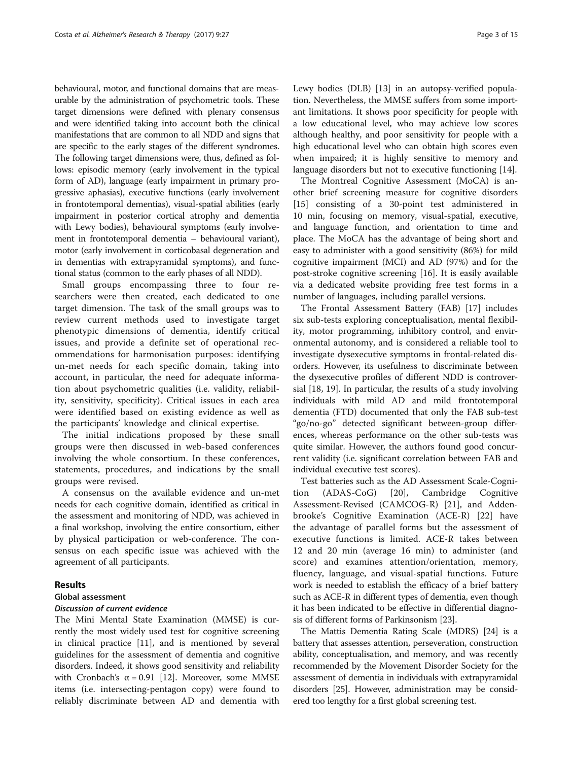behavioural, motor, and functional domains that are measurable by the administration of psychometric tools. These target dimensions were defined with plenary consensus and were identified taking into account both the clinical manifestations that are common to all NDD and signs that are specific to the early stages of the different syndromes. The following target dimensions were, thus, defined as follows: episodic memory (early involvement in the typical form of AD), language (early impairment in primary progressive aphasias), executive functions (early involvement in frontotemporal dementias), visual-spatial abilities (early impairment in posterior cortical atrophy and dementia with Lewy bodies), behavioural symptoms (early involvement in frontotemporal dementia – behavioural variant), motor (early involvement in corticobasal degeneration and in dementias with extrapyramidal symptoms), and functional status (common to the early phases of all NDD).

Small groups encompassing three to four researchers were then created, each dedicated to one target dimension. The task of the small groups was to review current methods used to investigate target phenotypic dimensions of dementia, identify critical issues, and provide a definite set of operational recommendations for harmonisation purposes: identifying un-met needs for each specific domain, taking into account, in particular, the need for adequate information about psychometric qualities (i.e. validity, reliability, sensitivity, specificity). Critical issues in each area were identified based on existing evidence as well as the participants' knowledge and clinical expertise.

The initial indications proposed by these small groups were then discussed in web-based conferences involving the whole consortium. In these conferences, statements, procedures, and indications by the small groups were revised.

A consensus on the available evidence and un-met needs for each cognitive domain, identified as critical in the assessment and monitoring of NDD, was achieved in a final workshop, involving the entire consortium, either by physical participation or web-conference. The consensus on each specific issue was achieved with the agreement of all participants.

## Results

### Global assessment

#### *Discussion of current evidence*

The Mini Mental State Examination (MMSE) is currently the most widely used test for cognitive screening in clinical practice [11], and is mentioned by several guidelines for the assessment of dementia and cognitive disorders. Indeed, it shows good sensitivity and reliability with Cronbach's $\alpha = 0.91$ [12]. Moreover, some MMSE items (i.e. intersecting-pentagon copy) were found to reliably discriminate between AD and dementia with Lewy bodies (DLB) [13] in an autopsy-verified population. Nevertheless, the MMSE suffers from some important limitations. It shows poor specificity for people with a low educational level, who may achieve low scores although healthy, and poor sensitivity for people with a high educational level who can obtain high scores even when impaired; it is highly sensitive to memory and language disorders but not to executive functioning [14].

The Montreal Cognitive Assessment (MoCA) is another brief screening measure for cognitive disorders [15] consisting of a 30-point test administered in 10 min, focusing on memory, visual-spatial, executive, and language function, and orientation to time and place. The MoCA has the advantage of being short and easy to administer with a good sensitivity (86%) for mild cognitive impairment (MCI) and AD (97%) and for the post-stroke cognitive screening [16]. It is easily available via a dedicated website providing free test forms in a number of languages, including parallel versions.

The Frontal Assessment Battery (FAB) [17] includes six sub-tests exploring conceptualisation, mental flexibility, motor programming, inhibitory control, and environmental autonomy, and is considered a reliable tool to investigate dysexecutive symptoms in frontal-related disorders. However, its usefulness to discriminate between the dysexecutive profiles of different NDD is controversial [18, 19]. In particular, the results of a study involving individuals with mild AD and mild frontotemporal dementia (FTD) documented that only the FAB sub-test "go/no-go" detected significant between-group differences, whereas performance on the other sub-tests was quite similar. However, the authors found good concurrent validity (i.e. significant correlation between FAB and individual executive test scores).

Test batteries such as the AD Assessment Scale-Cognition (ADAS-CoG) [20], Cambridge Cognitive Assessment-Revised (CAMCOG-R) [21], and Addenbrooke's Cognitive Examination (ACE-R) [22] have the advantage of parallel forms but the assessment of executive functions is limited. ACE-R takes between 12 and 20 min (average 16 min) to administer (and score) and examines attention/orientation, memory, fluency, language, and visual-spatial functions. Future work is needed to establish the efficacy of a brief battery such as ACE-R in different types of dementia, even though it has been indicated to be effective in differential diagnosis of different forms of Parkinsonism [23].

The Mattis Dementia Rating Scale (MDRS) [24] is a battery that assesses attention, perseveration, construction ability, conceptualisation, and memory, and was recently recommended by the Movement Disorder Society for the assessment of dementia in individuals with extrapyramidal disorders [25]. However, administration may be considered too lengthy for a first global screening test.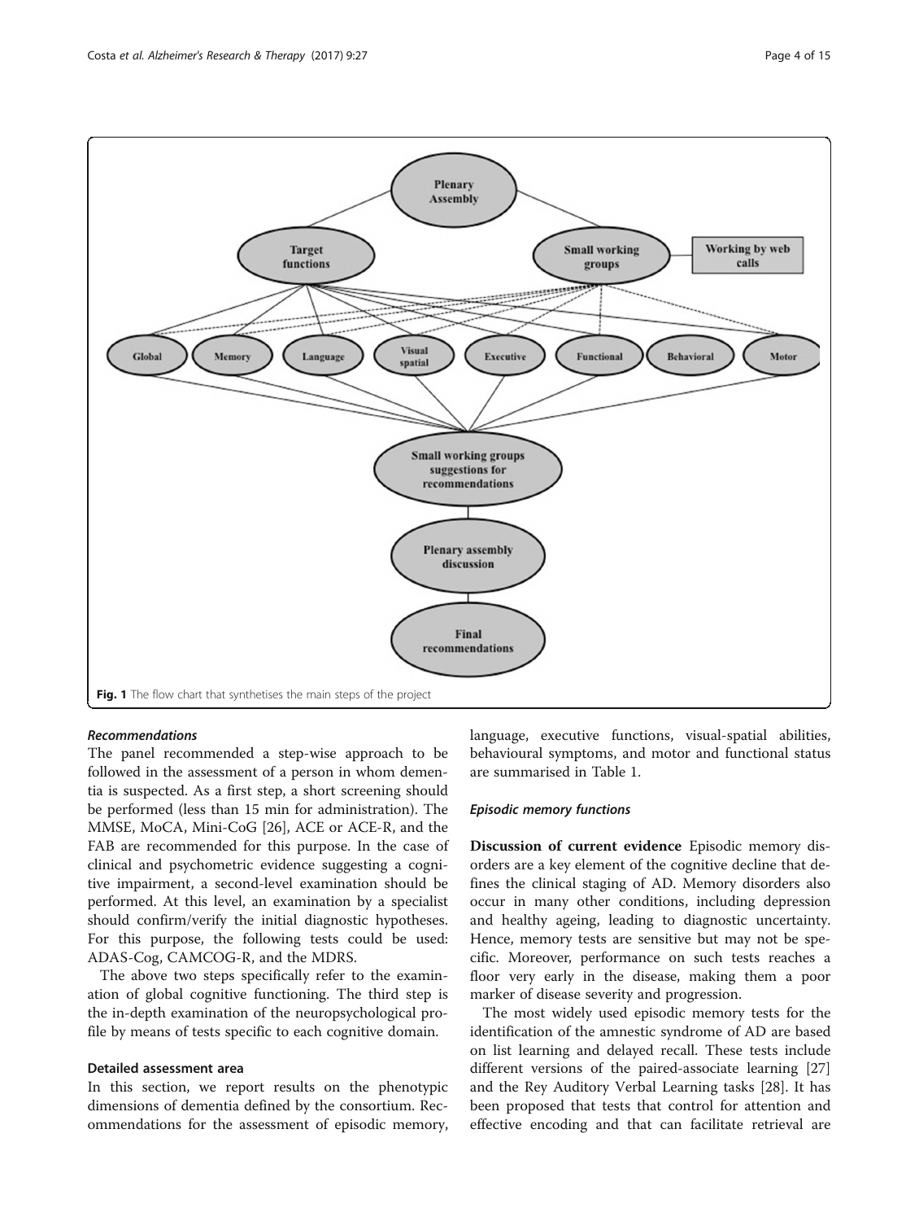Fig. 1 The flow chart that synthetises the main steps of the project

### *Recommendations*

The panel recommended a step-wise approach to be followed in the assessment of a person in whom dementia is suspected. As a first step, a short screening should be performed (less than 15 min for administration). The MMSE, MoCA, Mini-CoG [26], ACE or ACE-R, and the FAB are recommended for this purpose. In the case of clinical and psychometric evidence suggesting a cognitive impairment, a second-level examination should be performed. At this level, an examination by a specialist should confirm/verify the initial diagnostic hypotheses. For this purpose, the following tests could be used: ADAS-Cog, CAMCOG-R, and the MDRS.

The above two steps specifically refer to the examination of global cognitive functioning. The third step is the in-depth examination of the neuropsychological profile by means of tests specific to each cognitive domain.

## Detailed assessment area

In this section, we report results on the phenotypic dimensions of dementia defined by the consortium. Recommendations for the assessment of episodic memory, language, executive functions, visual-spatial abilities, behavioural symptoms, and motor and functional status are summarised in Table 1.

### *Episodic memory functions*

**Discussion of current evidence** Episodic memory disorders are a key element of the cognitive decline that defines the clinical staging of AD. Memory disorders also occur in many other conditions, including depression and healthy ageing, leading to diagnostic uncertainty. Hence, memory tests are sensitive but may not be specific. Moreover, performance on such tests reaches a floor very early in the disease, making them a poor marker of disease severity and progression.

The most widely used episodic memory tests for the identification of the amnestic syndrome of AD are based on list learning and delayed recall. These tests include different versions of the paired-associate learning [27] and the Rey Auditory Verbal Learning tasks [28]. It has been proposed that tests that control for attention and effective encoding and that can facilitate retrieval are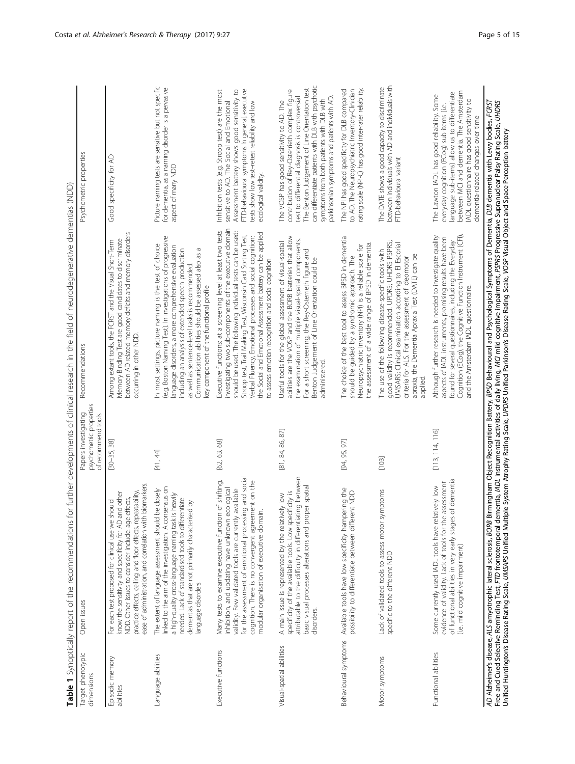**Table 1** Synoptically report of the recommendations for further developments of clinical research in the field of neurodegenerative dementias (NDD)

| Target phenotypic dimensions | Open issues | Papers investigating psychometric properties of recommend tools | Recommendations | Psychometric properties |
|---|---|---|---|---|
| Episodic memory abilities | For each test proposed for clinical use we should know the sensitivity and specificity for AD and other NDD. Other issues to consider include: age effects, practice effects, ceiling and floor effects, repeatability, ease of administration, and correlation with biomarkers. | [30–35, 38] | Among extant tools, the FCRST and the Visual Short-Term Memory Binding Test are good candidates to discriminate between AD-related memory deficits and memory disorders occurring in other NDD. | Good specificity for AD |
| Language abilities | The extent of language assessment should be closely linked to the aim of the investigation. A consensus on a high-quality cross-language naming task is heavily needed. Lack of standardised tools to differentiate dementias that are not primarily characterised by language disorders | [41, 44] | In most settings, picture naming is the test of choice (e.g. Boston Naming Test). In investigations of progressive language disorders, a more comprehensive evaluation including an analysis of extended speech production as well as sentence-level tasks is recommended. Communication abilities should be assessed also as a key component of the functional profile | Picture naming tests are sensitive but not specific for dementia, as a naming disorder is a pervasive aspect of many NDD |
| Executive functions | Many tests to examine executive function of shifting, inhibition, and updating have unknown ecological validity. Few validated tools are currently available for the assessment of emotional processing and social cognition. There is no convergent agreement on the modular organisation of executive domain. | [62, 63, 68] | Executive functions: at a screening level at least two tests investigating two sub-components of the executive domain should be used. The following individual tests can be used: Stroop test, Trail Making Test, Wisconsin Card Sorting Test, Verbal Fluency. Emotional processes and social cognition: the Social and Emotional Assessment battery can be applied to assess emotion recognition and social cognition | Inhibition tests (e.g. Stroop test) are the most sensitive to AD. The Social and Emotional Assessment battery shows good sensitivity to FTD-behavioural symptoms In general, executive tests show low test–retest reliability and low ecological validity. |
| Visual-spatial abilities | A main issue is represented by the relatively low specificity of the available tools. Low specificity is attributable to the difficulty in differentiating between basic visual processes alterations and proper spatial disorders. | [81, 84, 86, 87] | Useful tools for the global assessment of visual-spatial abilities are the VOSP and the BORB batteries that allow the examination of multiple visual-spatial components. For a short screening, the Rey-Osterrieth figure and Benton Judgement of Line Orientation could be administered. | The VOSP has good sensitivity to AD. The contribution of Rey-Osterrieth complex figure test to differential diagnosis is controversial. The Benton Judgement of Line Orientation test can differentiate patients with DLB with psychotic symptoms from both patients with DLB with parkinsonian symptoms and patients with AD. |
| Behavioural symptoms | Available tools have low specificity hampering the possibility to differentiate between different NDD | [94, 95, 97] | The choice of the best tool to assess BPSD in dementia should be guided by a syndromic approach. The Neuropsychiatric Inventory (NPI) is a reliable scale for the assessment of a wide range of BPSD in dementia. | The NPI has good specificity for DLB compared to AD. The Neuropsychiatric Inventory-Clinician rating scale (NPI-C) has good inter-rater reliability. |
| Motor symptoms | Lack of validated tools to assess motor symptoms specific to the different NDD | [103] | The use of the following disease-specific tools with good validity is recommended: UPDRS; UHDRS PSPRS; UMSARS; Clinical examination according to El Escorial criteria for ALS. For the assessment of ideomotor apraxia, the Dementia Apraxia Test (DATE) can be applied. | The DATE shows a good capacity to discriminate between individuals with AD and individuals with FTD-behavioural variant |
| Functional abilities | Some currently used IADL tools have relatively low evidence of validity. Lack of tools for the assessment of functional abilities in very early stages of dementia (i.e. mild cognitive impairment) | [113, 114, 116] | Although further research is needed to investigate quality aspects of IADL instruments, promising results have been found for several questionnaires, including the Everyday Cognition (ECog), the Cognitive Function Instrument (CFI), and the Amsterdam IADL questionnaire. | The Lawton IADL has good reliability. Some everyday cognition (ECog) sub-items (i.e. language sub-items) allow us to differentiate between MCI and dementia. The Amsterdam IADL questionnaire has good sensitivity to dementia-related changes over time |

*AD* Alzheimer's disease, *ALS* amyotrophic lateral sclerosis, *BORB* Birmingham Object Recognition Battery, *BPSD* Behavioural and Psychological Symptoms of Dementia, *DLB* dementia with Lewy bodies, *FCRST* Free and Cued Selective Reminding Test, *FTD* frontotemporal dementia, *IADL* instrumental activities of daily living, *MCI* mild cognitive impairment, *PSPRS* Progressive Supranuclear Palsy Rating Scale, *UHDRS* Unified Huntington's Disease Rating Scale, *UMSARS* Unified Multiple System Atrophy Rating Scale, *UPDRS* Unified Parkinson's Disease Rating Scale, *VOSP* Visual Object and Space Perception battery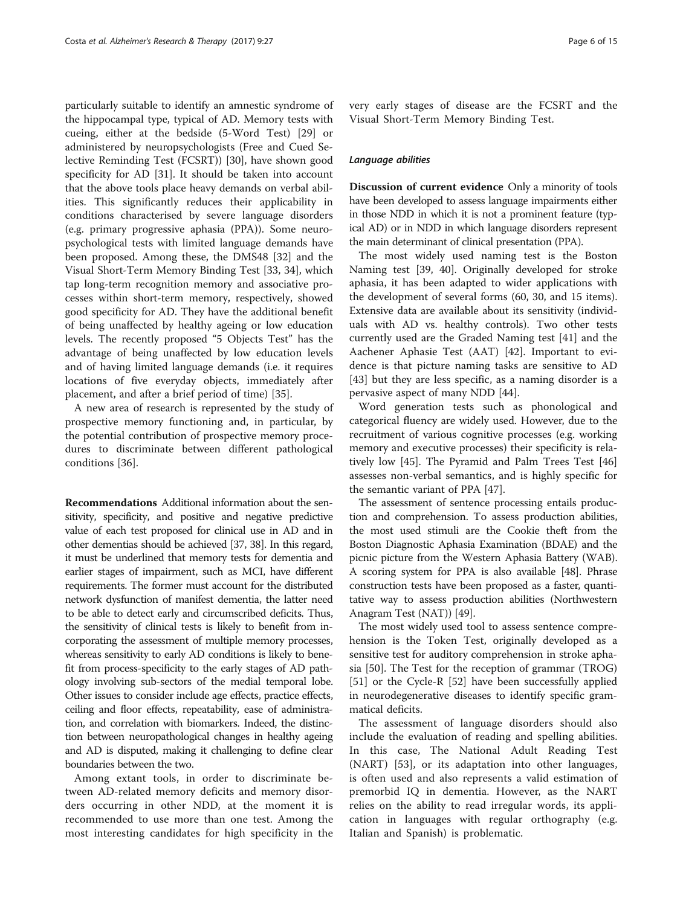particularly suitable to identify an amnestic syndrome of the hippocampal type, typical of AD. Memory tests with cueing, either at the bedside (5-Word Test) [29] or administered by neuropsychologists (Free and Cued Selective Reminding Test (FCSRT)) [30], have shown good specificity for AD [31]. It should be taken into account that the above tools place heavy demands on verbal abilities. This significantly reduces their applicability in conditions characterised by severe language disorders (e.g. primary progressive aphasia (PPA)). Some neuropsychological tests with limited language demands have been proposed. Among these, the DMS48 [32] and the Visual Short-Term Memory Binding Test [33, 34], which tap long-term recognition memory and associative processes within short-term memory, respectively, showed good specificity for AD. They have the additional benefit of being unaffected by healthy ageing or low education levels. The recently proposed "5 Objects Test" has the advantage of being unaffected by low education levels and of having limited language demands (i.e. it requires locations of five everyday objects, immediately after placement, and after a brief period of time) [35].

A new area of research is represented by the study of prospective memory functioning and, in particular, by the potential contribution of prospective memory procedures to discriminate between different pathological conditions [36].

**Recommendations** Additional information about the sensitivity, specificity, and positive and negative predictive value of each test proposed for clinical use in AD and in other dementias should be achieved [37, 38]. In this regard, it must be underlined that memory tests for dementia and earlier stages of impairment, such as MCI, have different requirements. The former must account for the distributed network dysfunction of manifest dementia, the latter need to be able to detect early and circumscribed deficits. Thus, the sensitivity of clinical tests is likely to benefit from incorporating the assessment of multiple memory processes, whereas sensitivity to early AD conditions is likely to benefit from process-specificity to the early stages of AD pathology involving sub-sectors of the medial temporal lobe. Other issues to consider include age effects, practice effects, ceiling and floor effects, repeatability, ease of administration, and correlation with biomarkers. Indeed, the distinction between neuropathological changes in healthy ageing and AD is disputed, making it challenging to define clear boundaries between the two.

Among extant tools, in order to discriminate between AD-related memory deficits and memory disorders occurring in other NDD, at the moment it is recommended to use more than one test. Among the most interesting candidates for high specificity in the very early stages of disease are the FCSRT and the Visual Short-Term Memory Binding Test.

#### *Language abilities*

**Discussion of current evidence** Only a minority of tools have been developed to assess language impairments either in those NDD in which it is not a prominent feature (typical AD) or in NDD in which language disorders represent the main determinant of clinical presentation (PPA).

The most widely used naming test is the Boston Naming test [39, 40]. Originally developed for stroke aphasia, it has been adapted to wider applications with the development of several forms (60, 30, and 15 items). Extensive data are available about its sensitivity (individuals with AD vs. healthy controls). Two other tests currently used are the Graded Naming test [41] and the Aachener Aphasie Test (AAT) [42]. Important to evidence is that picture naming tasks are sensitive to AD [43] but they are less specific, as a naming disorder is a pervasive aspect of many NDD [44].

Word generation tests such as phonological and categorical fluency are widely used. However, due to the recruitment of various cognitive processes (e.g. working memory and executive processes) their specificity is relatively low [45]. The Pyramid and Palm Trees Test [46] assesses non-verbal semantics, and is highly specific for the semantic variant of PPA [47].

The assessment of sentence processing entails production and comprehension. To assess production abilities, the most used stimuli are the Cookie theft from the Boston Diagnostic Aphasia Examination (BDAE) and the picnic picture from the Western Aphasia Battery (WAB). A scoring system for PPA is also available [48]. Phrase construction tests have been proposed as a faster, quantitative way to assess production abilities (Northwestern Anagram Test (NAT)) [49].

The most widely used tool to assess sentence comprehension is the Token Test, originally developed as a sensitive test for auditory comprehension in stroke aphasia [50]. The Test for the reception of grammar (TROG) [51] or the Cycle-R [52] have been successfully applied in neurodegenerative diseases to identify specific grammatical deficits.

The assessment of language disorders should also include the evaluation of reading and spelling abilities. In this case, The National Adult Reading Test (NART) [53], or its adaptation into other languages, is often used and also represents a valid estimation of premorbid IQ in dementia. However, as the NART relies on the ability to read irregular words, its application in languages with regular orthography (e.g. Italian and Spanish) is problematic.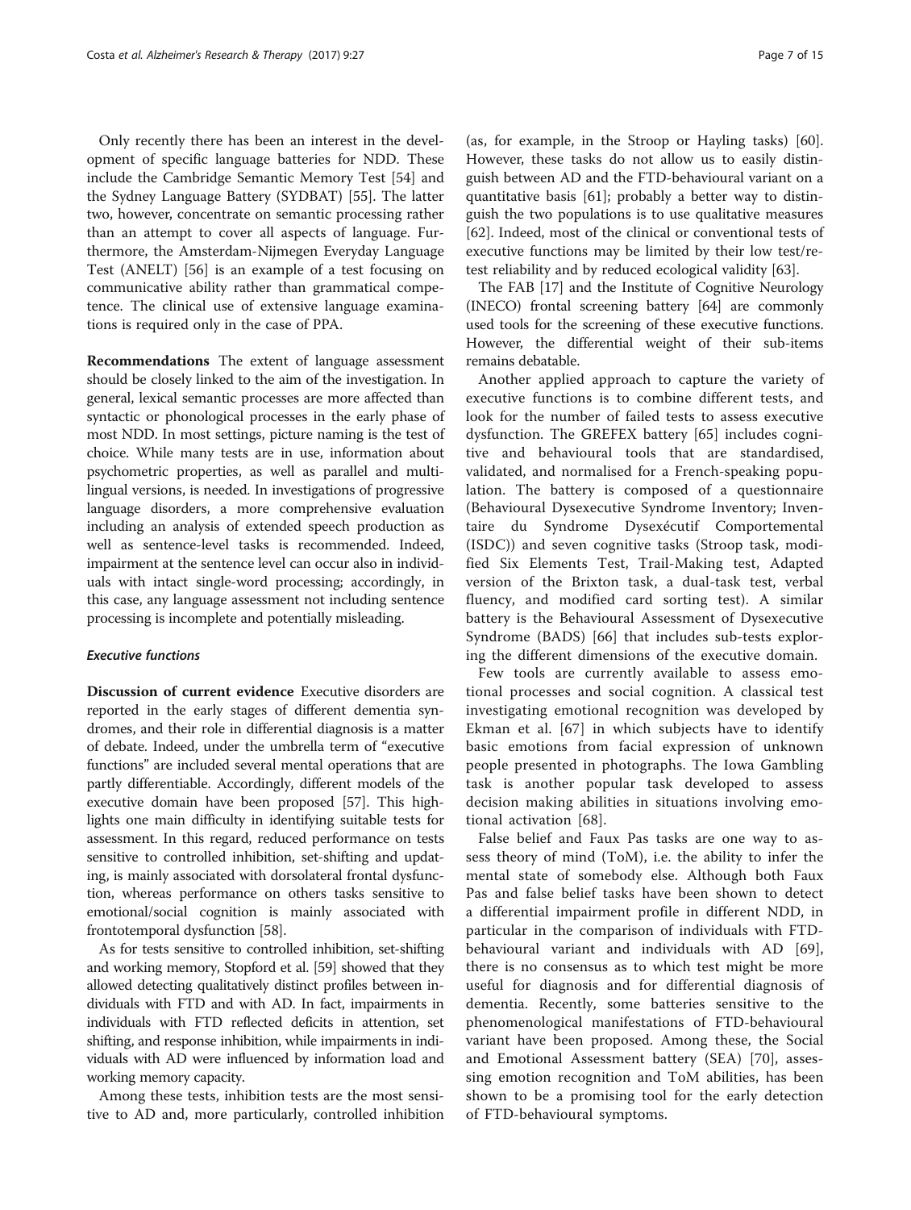Only recently there has been an interest in the development of specific language batteries for NDD. These include the Cambridge Semantic Memory Test [54] and the Sydney Language Battery (SYDBAT) [55]. The latter two, however, concentrate on semantic processing rather than an attempt to cover all aspects of language. Furthermore, the Amsterdam-Nijmegen Everyday Language Test (ANELT) [56] is an example of a test focusing on communicative ability rather than grammatical competence. The clinical use of extensive language examinations is required only in the case of PPA.

**Recommendations** The extent of language assessment should be closely linked to the aim of the investigation. In general, lexical semantic processes are more affected than syntactic or phonological processes in the early phase of most NDD. In most settings, picture naming is the test of choice. While many tests are in use, information about psychometric properties, as well as parallel and multilingual versions, is needed. In investigations of progressive language disorders, a more comprehensive evaluation including an analysis of extended speech production as well as sentence-level tasks is recommended. Indeed, impairment at the sentence level can occur also in individuals with intact single-word processing; accordingly, in this case, any language assessment not including sentence processing is incomplete and potentially misleading.

#### *Executive functions*

**Discussion of current evidence** Executive disorders are reported in the early stages of different dementia syndromes, and their role in differential diagnosis is a matter of debate. Indeed, under the umbrella term of "executive functions" are included several mental operations that are partly differentiable. Accordingly, different models of the executive domain have been proposed [57]. This highlights one main difficulty in identifying suitable tests for assessment. In this regard, reduced performance on tests sensitive to controlled inhibition, set-shifting and updating, is mainly associated with dorsolateral frontal dysfunction, whereas performance on others tasks sensitive to emotional/social cognition is mainly associated with frontotemporal dysfunction [58].

As for tests sensitive to controlled inhibition, set-shifting and working memory, Stopford et al. [59] showed that they allowed detecting qualitatively distinct profiles between individuals with FTD and with AD. In fact, impairments in individuals with FTD reflected deficits in attention, set shifting, and response inhibition, while impairments in individuals with AD were influenced by information load and working memory capacity.

Among these tests, inhibition tests are the most sensitive to AD and, more particularly, controlled inhibition (as, for example, in the Stroop or Hayling tasks) [60]. However, these tasks do not allow us to easily distinguish between AD and the FTD-behavioural variant on a quantitative basis [61]; probably a better way to distinguish the two populations is to use qualitative measures [62]. Indeed, most of the clinical or conventional tests of executive functions may be limited by their low test/retest reliability and by reduced ecological validity [63].

The FAB [17] and the Institute of Cognitive Neurology (INECO) frontal screening battery [64] are commonly used tools for the screening of these executive functions. However, the differential weight of their sub-items remains debatable.

Another applied approach to capture the variety of executive functions is to combine different tests, and look for the number of failed tests to assess executive dysfunction. The GREFEX battery [65] includes cognitive and behavioural tools that are standardised, validated, and normalised for a French-speaking population. The battery is composed of a questionnaire (Behavioural Dysexecutive Syndrome Inventory; Inventaire du Syndrome Dysexécutif Comportemental (ISDC)) and seven cognitive tasks (Stroop task, modified Six Elements Test, Trail-Making test, Adapted version of the Brixton task, a dual-task test, verbal fluency, and modified card sorting test). A similar battery is the Behavioural Assessment of Dysexecutive Syndrome (BADS) [66] that includes sub-tests exploring the different dimensions of the executive domain.

Few tools are currently available to assess emotional processes and social cognition. A classical test investigating emotional recognition was developed by Ekman et al. [67] in which subjects have to identify basic emotions from facial expression of unknown people presented in photographs. The Iowa Gambling task is another popular task developed to assess decision making abilities in situations involving emotional activation [68].

False belief and Faux Pas tasks are one way to assess theory of mind (ToM), i.e. the ability to infer the mental state of somebody else. Although both Faux Pas and false belief tasks have been shown to detect a differential impairment profile in different NDD, in particular in the comparison of individuals with FTD-behavioural variant and individuals with AD [69], there is no consensus as to which test might be more useful for diagnosis and for differential diagnosis of dementia. Recently, some batteries sensitive to the phenomenological manifestations of FTD-behavioural variant have been proposed. Among these, the Social and Emotional Assessment battery (SEA) [70], assessing emotion recognition and ToM abilities, has been shown to be a promising tool for the early detection of FTD-behavioural symptoms.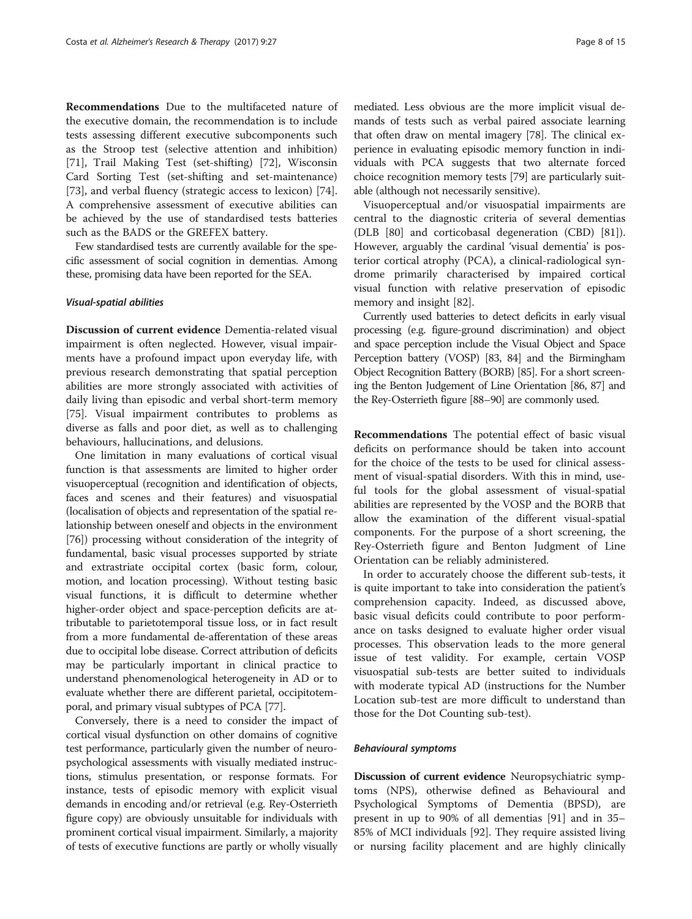**Recommendations** Due to the multifaceted nature of the executive domain, the recommendation is to include tests assessing different executive subcomponents such as the Stroop test (selective attention and inhibition) [71], Trail Making Test (set-shifting) [72], Wisconsin Card Sorting Test (set-shifting and set-maintenance) [73], and verbal fluency (strategic access to lexicon) [74]. A comprehensive assessment of executive abilities can be achieved by the use of standardised tests batteries such as the BADS or the GREFEX battery.

Few standardised tests are currently available for the specific assessment of social cognition in dementias. Among these, promising data have been reported for the SEA.

#### *Visual-spatial abilities*

**Discussion of current evidence** Dementia-related visual impairment is often neglected. However, visual impairments have a profound impact upon everyday life, with previous research demonstrating that spatial perception abilities are more strongly associated with activities of daily living than episodic and verbal short-term memory [75]. Visual impairment contributes to problems as diverse as falls and poor diet, as well as to challenging behaviours, hallucinations, and delusions.

One limitation in many evaluations of cortical visual function is that assessments are limited to higher order visuoperceptual (recognition and identification of objects, faces and scenes and their features) and visuospatial (localisation of objects and representation of the spatial relationship between oneself and objects in the environment [76]) processing without consideration of the integrity of fundamental, basic visual processes supported by striate and extrastriate occipital cortex (basic form, colour, motion, and location processing). Without testing basic visual functions, it is difficult to determine whether higher-order object and space-perception deficits are attributable to parietotemporal tissue loss, or in fact result from a more fundamental de-afferentation of these areas due to occipital lobe disease. Correct attribution of deficits may be particularly important in clinical practice to understand phenomenological heterogeneity in AD or to evaluate whether there are different parietal, occipitotemporal, and primary visual subtypes of PCA [77].

Conversely, there is a need to consider the impact of cortical visual dysfunction on other domains of cognitive test performance, particularly given the number of neuropsychological assessments with visually mediated instructions, stimulus presentation, or response formats. For instance, tests of episodic memory with explicit visual demands in encoding and/or retrieval (e.g. Rey-Osterrieth figure copy) are obviously unsuitable for individuals with prominent cortical visual impairment. Similarly, a majority of tests of executive functions are partly or wholly visually mediated. Less obvious are the more implicit visual demands of tests such as verbal paired associate learning that often draw on mental imagery [78]. The clinical experience in evaluating episodic memory function in individuals with PCA suggests that two alternate forced choice recognition memory tests [79] are particularly suitable (although not necessarily sensitive).

Visuoperceptual and/or visuospatial impairments are central to the diagnostic criteria of several dementias (DLB [80] and corticobasal degeneration (CBD) [81]). However, arguably the cardinal 'visual dementia' is posterior cortical atrophy (PCA), a clinical-radiological syndrome primarily characterised by impaired cortical visual function with relative preservation of episodic memory and insight [82].

Currently used batteries to detect deficits in early visual processing (e.g. figure-ground discrimination) and object and space perception include the Visual Object and Space Perception battery (VOSP) [83, 84] and the Birmingham Object Recognition Battery (BORB) [85]. For a short screening the Benton Judgement of Line Orientation [86, 87] and the Rey-Osterrieth figure [88–90] are commonly used.

**Recommendations** The potential effect of basic visual deficits on performance should be taken into account for the choice of the tests to be used for clinical assessment of visual-spatial disorders. With this in mind, useful tools for the global assessment of visual-spatial abilities are represented by the VOSP and the BORB that allow the examination of the different visual-spatial components. For the purpose of a short screening, the Rey-Osterrieth figure and Benton Judgment of Line Orientation can be reliably administered.

In order to accurately choose the different sub-tests, it is quite important to take into consideration the patient's comprehension capacity. Indeed, as discussed above, basic visual deficits could contribute to poor performance on tasks designed to evaluate higher order visual processes. This observation leads to the more general issue of test validity. For example, certain VOSP visuospatial sub-tests are better suited to individuals with moderate typical AD (instructions for the Number Location sub-test are more difficult to understand than those for the Dot Counting sub-test).

#### *Behavioural symptoms*

**Discussion of current evidence** Neuropsychiatric symptoms (NPS), otherwise defined as Behavioural and Psychological Symptoms of Dementia (BPSD), are present in up to 90% of all dementias [91] and in 35–85% of MCI individuals [92]. They require assisted living or nursing facility placement and are highly clinically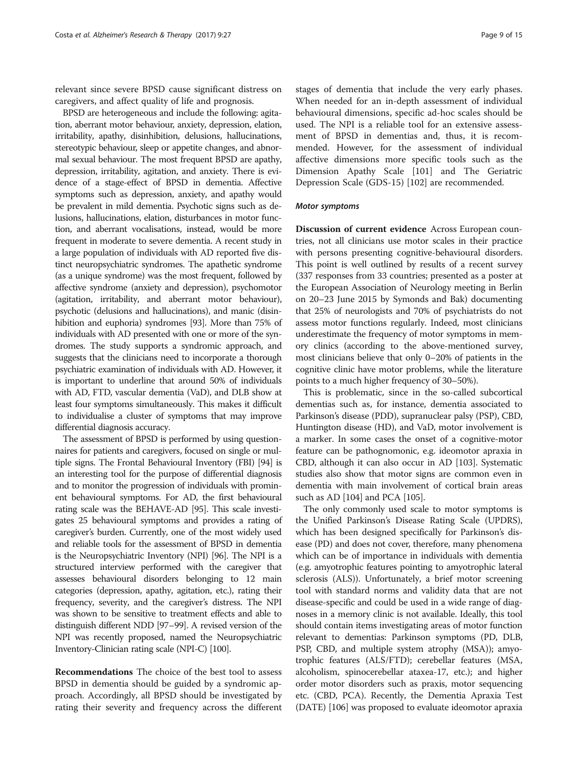relevant since severe BPSD cause significant distress on caregivers, and affect quality of life and prognosis.

BPSD are heterogeneous and include the following: agitation, aberrant motor behaviour, anxiety, depression, elation, irritability, apathy, disinhibition, delusions, hallucinations, stereotypic behaviour, sleep or appetite changes, and abnormal sexual behaviour. The most frequent BPSD are apathy, depression, irritability, agitation, and anxiety. There is evidence of a stage-effect of BPSD in dementia. Affective symptoms such as depression, anxiety, and apathy would be prevalent in mild dementia. Psychotic signs such as delusions, hallucinations, elation, disturbances in motor function, and aberrant vocalisations, instead, would be more frequent in moderate to severe dementia. A recent study in a large population of individuals with AD reported five distinct neuropsychiatric syndromes. The apathetic syndrome (as a unique syndrome) was the most frequent, followed by affective syndrome (anxiety and depression), psychomotor (agitation, irritability, and aberrant motor behaviour), psychotic (delusions and hallucinations), and manic (disinhibition and euphoria) syndromes [93]. More than 75% of individuals with AD presented with one or more of the syndromes. The study supports a syndromic approach, and suggests that the clinicians need to incorporate a thorough psychiatric examination of individuals with AD. However, it is important to underline that around 50% of individuals with AD, FTD, vascular dementia (VaD), and DLB show at least four symptoms simultaneously. This makes it difficult to individualise a cluster of symptoms that may improve differential diagnosis accuracy.

The assessment of BPSD is performed by using questionnaires for patients and caregivers, focused on single or multiple signs. The Frontal Behavioural Inventory (FBI) [94] is an interesting tool for the purpose of differential diagnosis and to monitor the progression of individuals with prominent behavioural symptoms. For AD, the first behavioural rating scale was the BEHAVE-AD [95]. This scale investigates 25 behavioural symptoms and provides a rating of caregiver's burden. Currently, one of the most widely used and reliable tools for the assessment of BPSD in dementia is the Neuropsychiatric Inventory (NPI) [96]. The NPI is a structured interview performed with the caregiver that assesses behavioural disorders belonging to 12 main categories (depression, apathy, agitation, etc.), rating their frequency, severity, and the caregiver's distress. The NPI was shown to be sensitive to treatment effects and able to distinguish different NDD [97–99]. A revised version of the NPI was recently proposed, named the Neuropsychiatric Inventory-Clinician rating scale (NPI-C) [100].

**Recommendations** The choice of the best tool to assess BPSD in dementia should be guided by a syndromic approach. Accordingly, all BPSD should be investigated by rating their severity and frequency across the different stages of dementia that include the very early phases. When needed for an in-depth assessment of individual behavioural dimensions, specific ad-hoc scales should be used. The NPI is a reliable tool for an extensive assessment of BPSD in dementias and, thus, it is recommended. However, for the assessment of individual affective dimensions more specific tools such as the Dimension Apathy Scale [101] and The Geriatric Depression Scale (GDS-15) [102] are recommended.

#### *Motor symptoms*

**Discussion of current evidence** Across European countries, not all clinicians use motor scales in their practice with persons presenting cognitive-behavioural disorders. This point is well outlined by results of a recent survey (337 responses from 33 countries; presented as a poster at the European Association of Neurology meeting in Berlin on 20–23 June 2015 by Symonds and Bak) documenting that 25% of neurologists and 70% of psychiatrists do not assess motor functions regularly. Indeed, most clinicians underestimate the frequency of motor symptoms in memory clinics (according to the above-mentioned survey, most clinicians believe that only 0–20% of patients in the cognitive clinic have motor problems, while the literature points to a much higher frequency of 30–50%).

This is problematic, since in the so-called subcortical dementias such as, for instance, dementia associated to Parkinson's disease (PDD), supranuclear palsy (PSP), CBD, Huntington disease (HD), and VaD, motor involvement is a marker. In some cases the onset of a cognitive-motor feature can be pathognomonic, e.g. ideomotor apraxia in CBD, although it can also occur in AD [103]. Systematic studies also show that motor signs are common even in dementia with main involvement of cortical brain areas such as AD [104] and PCA [105].

The only commonly used scale to motor symptoms is the Unified Parkinson's Disease Rating Scale (UPDRS), which has been designed specifically for Parkinson's disease (PD) and does not cover, therefore, many phenomena which can be of importance in individuals with dementia (e.g. amyotrophic features pointing to amyotrophic lateral sclerosis (ALS)). Unfortunately, a brief motor screening tool with standard norms and validity data that are not disease-specific and could be used in a wide range of diagnoses in a memory clinic is not available. Ideally, this tool should contain items investigating areas of motor function relevant to dementias: Parkinson symptoms (PD, DLB, PSP, CBD, and multiple system atrophy (MSA)); amyotrophic features (ALS/FTD); cerebellar features (MSA, alcoholism, spinocerebellar ataxea-17, etc.); and higher order motor disorders such as praxis, motor sequencing etc. (CBD, PCA). Recently, the Dementia Apraxia Test (DATE) [106] was proposed to evaluate ideomotor apraxia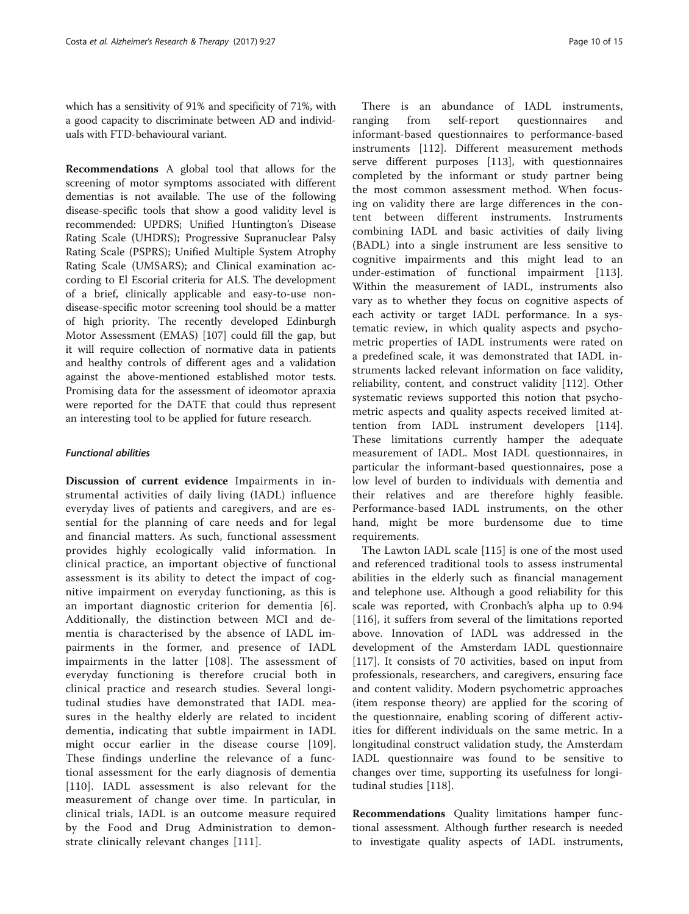which has a sensitivity of 91% and specificity of 71%, with a good capacity to discriminate between AD and individuals with FTD-behavioural variant.

**Recommendations** A global tool that allows for the screening of motor symptoms associated with different dementias is not available. The use of the following disease-specific tools that show a good validity level is recommended: UPDRS; Unified Huntington's Disease Rating Scale (UHDRS); Progressive Supranuclear Palsy Rating Scale (PSPRS); Unified Multiple System Atrophy Rating Scale (UMSARS); and Clinical examination according to El Escorial criteria for ALS. The development of a brief, clinically applicable and easy-to-use non-disease-specific motor screening tool should be a matter of high priority. The recently developed Edinburgh Motor Assessment (EMAS) [107] could fill the gap, but it will require collection of normative data in patients and healthy controls of different ages and a validation against the above-mentioned established motor tests. Promising data for the assessment of ideomotor apraxia were reported for the DATE that could thus represent an interesting tool to be applied for future research.

#### *Functional abilities*

**Discussion of current evidence** Impairments in instrumental activities of daily living (IADL) influence everyday lives of patients and caregivers, and are essential for the planning of care needs and for legal and financial matters. As such, functional assessment provides highly ecologically valid information. In clinical practice, an important objective of functional assessment is its ability to detect the impact of cognitive impairment on everyday functioning, as this is an important diagnostic criterion for dementia [6]. Additionally, the distinction between MCI and dementia is characterised by the absence of IADL impairments in the former, and presence of IADL impairments in the latter [108]. The assessment of everyday functioning is therefore crucial both in clinical practice and research studies. Several longitudinal studies have demonstrated that IADL measures in the healthy elderly are related to incident dementia, indicating that subtle impairment in IADL might occur earlier in the disease course [109]. These findings underline the relevance of a functional assessment for the early diagnosis of dementia [110]. IADL assessment is also relevant for the measurement of change over time. In particular, in clinical trials, IADL is an outcome measure required by the Food and Drug Administration to demonstrate clinically relevant changes [111].

There is an abundance of IADL instruments, ranging from self-report questionnaires and informant-based questionnaires to performance-based instruments [112]. Different measurement methods serve different purposes [113], with questionnaires completed by the informant or study partner being the most common assessment method. When focusing on validity there are large differences in the content between different instruments. Instruments combining IADL and basic activities of daily living (BADL) into a single instrument are less sensitive to cognitive impairments and this might lead to an under-estimation of functional impairment [113]. Within the measurement of IADL, instruments also vary as to whether they focus on cognitive aspects of each activity or target IADL performance. In a systematic review, in which quality aspects and psychometric properties of IADL instruments were rated on a predefined scale, it was demonstrated that IADL instruments lacked relevant information on face validity, reliability, content, and construct validity [112]. Other systematic reviews supported this notion that psychometric aspects and quality aspects received limited attention from IADL instrument developers [114]. These limitations currently hamper the adequate measurement of IADL. Most IADL questionnaires, in particular the informant-based questionnaires, pose a low level of burden to individuals with dementia and their relatives and are therefore highly feasible. Performance-based IADL instruments, on the other hand, might be more burdensome due to time requirements.

The Lawton IADL scale [115] is one of the most used and referenced traditional tools to assess instrumental abilities in the elderly such as financial management and telephone use. Although a good reliability for this scale was reported, with Cronbach's alpha up to 0.94 [116], it suffers from several of the limitations reported above. Innovation of IADL was addressed in the development of the Amsterdam IADL questionnaire [117]. It consists of 70 activities, based on input from professionals, researchers, and caregivers, ensuring face and content validity. Modern psychometric approaches (item response theory) are applied for the scoring of the questionnaire, enabling scoring of different activities for different individuals on the same metric. In a longitudinal construct validation study, the Amsterdam IADL questionnaire was found to be sensitive to changes over time, supporting its usefulness for longitudinal studies [118].

**Recommendations** Quality limitations hamper functional assessment. Although further research is needed to investigate quality aspects of IADL instruments,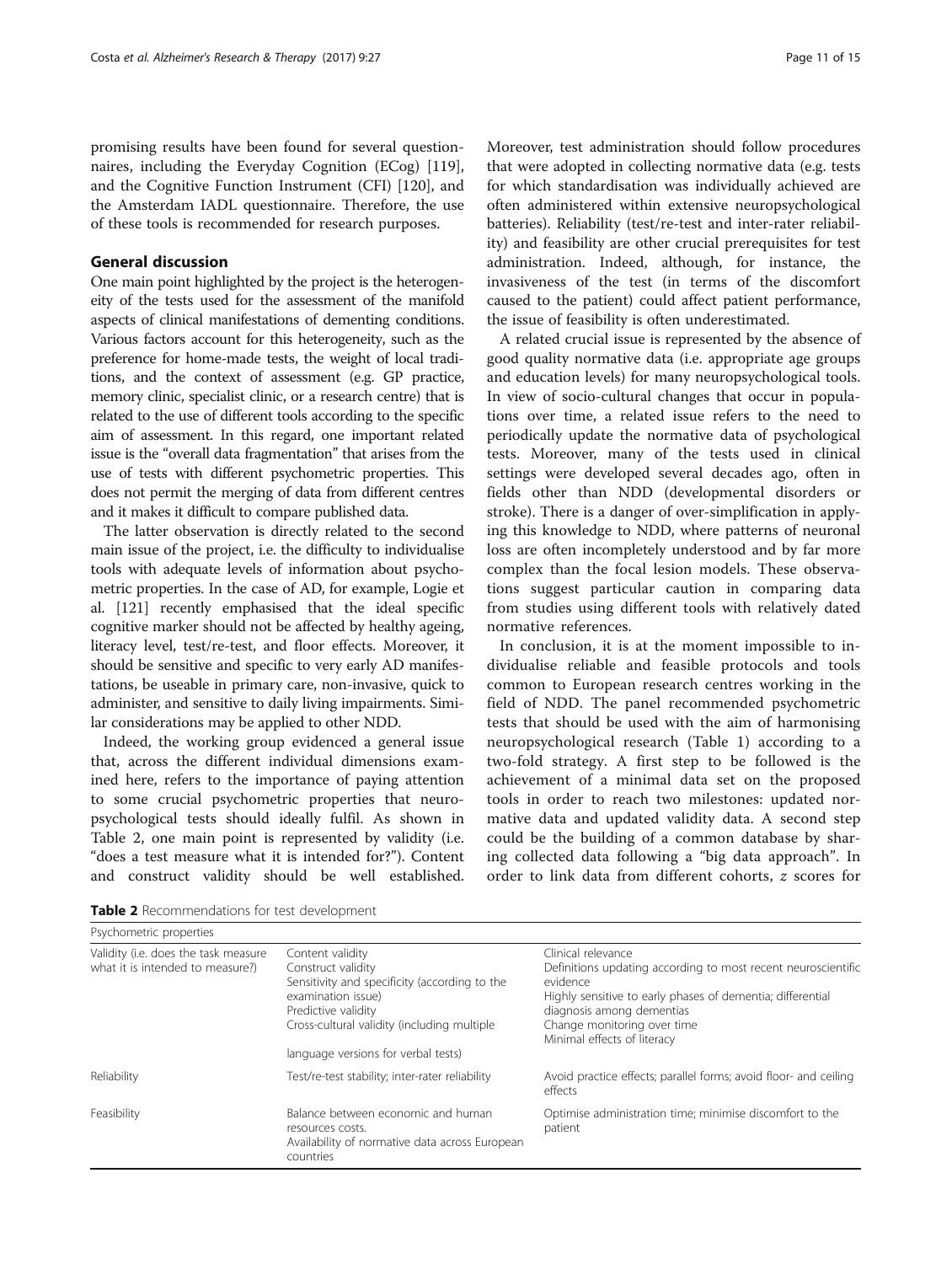promising results have been found for several questionnaires, including the Everyday Cognition (ECog) [119], and the Cognitive Function Instrument (CFI) [120], and the Amsterdam IADL questionnaire. Therefore, the use of these tools is recommended for research purposes.

## General discussion

One main point highlighted by the project is the heterogeneity of the tests used for the assessment of the manifold aspects of clinical manifestations of dementing conditions. Various factors account for this heterogeneity, such as the preference for home-made tests, the weight of local traditions, and the context of assessment (e.g. GP practice, memory clinic, specialist clinic, or a research centre) that is related to the use of different tools according to the specific aim of assessment. In this regard, one important related issue is the "overall data fragmentation" that arises from the use of tests with different psychometric properties. This does not permit the merging of data from different centres and it makes it difficult to compare published data.

The latter observation is directly related to the second main issue of the project, i.e. the difficulty to individualise tools with adequate levels of information about psychometric properties. In the case of AD, for example, Logie et al. [121] recently emphasised that the ideal specific cognitive marker should not be affected by healthy ageing, literacy level, test/re-test, and floor effects. Moreover, it should be sensitive and specific to very early AD manifestations, be useable in primary care, non-invasive, quick to administer, and sensitive to daily living impairments. Similar considerations may be applied to other NDD.

Indeed, the working group evidenced a general issue that, across the different individual dimensions examined here, refers to the importance of paying attention to some crucial psychometric properties that neuropsychological tests should ideally fulfil. As shown in Table 2, one main point is represented by validity (i.e. "does a test measure what it is intended for?"). Content and construct validity should be well established. Moreover, test administration should follow procedures that were adopted in collecting normative data (e.g. tests for which standardisation was individually achieved are often administered within extensive neuropsychological batteries). Reliability (test/re-test and inter-rater reliability) and feasibility are other crucial prerequisites for test administration. Indeed, although, for instance, the invasiveness of the test (in terms of the discomfort caused to the patient) could affect patient performance, the issue of feasibility is often underestimated.

A related crucial issue is represented by the absence of good quality normative data (i.e. appropriate age groups and education levels) for many neuropsychological tools. In view of socio-cultural changes that occur in populations over time, a related issue refers to the need to periodically update the normative data of psychological tests. Moreover, many of the tests used in clinical settings were developed several decades ago, often in fields other than NDD (developmental disorders or stroke). There is a danger of over-simplification in applying this knowledge to NDD, where patterns of neuronal loss are often incompletely understood and by far more complex than the focal lesion models. These observations suggest particular caution in comparing data from studies using different tools with relatively dated normative references.

In conclusion, it is at the moment impossible to individualise reliable and feasible protocols and tools common to European research centres working in the field of NDD. The panel recommended psychometric tests that should be used with the aim of harmonising neuropsychological research (Table 1) according to a two-fold strategy. A first step to be followed is the achievement of a minimal data set on the proposed tools in order to reach two milestones: updated normative data and updated validity data. A second step could be the building of a common database by sharing collected data following a "big data approach". In order to link data from different cohorts, *z* scores for

**Table 2** Recommendations for test development

| Psychometric properties | | |
|---|---|---|
| Validity (i.e. does the task measure what it is intended to measure?) | Content validity<br>Construct validity<br>Sensitivity and specificity (according to the examination issue)<br>Predictive validity<br>Cross-cultural validity (including multiple language versions for verbal tests) | Clinical relevance<br>Definitions updating according to most recent neuroscientific evidence<br>Highly sensitive to early phases of dementia; differential diagnosis among dementias<br>Change monitoring over time<br>Minimal effects of literacy |
| Reliability | Test/re-test stability; inter-rater reliability | Avoid practice effects; parallel forms; avoid floor- and ceiling effects |
| Feasibility | Balance between economic and human resources costs.<br>Availability of normative data across European countries | Optimise administration time; minimise discomfort to the patient |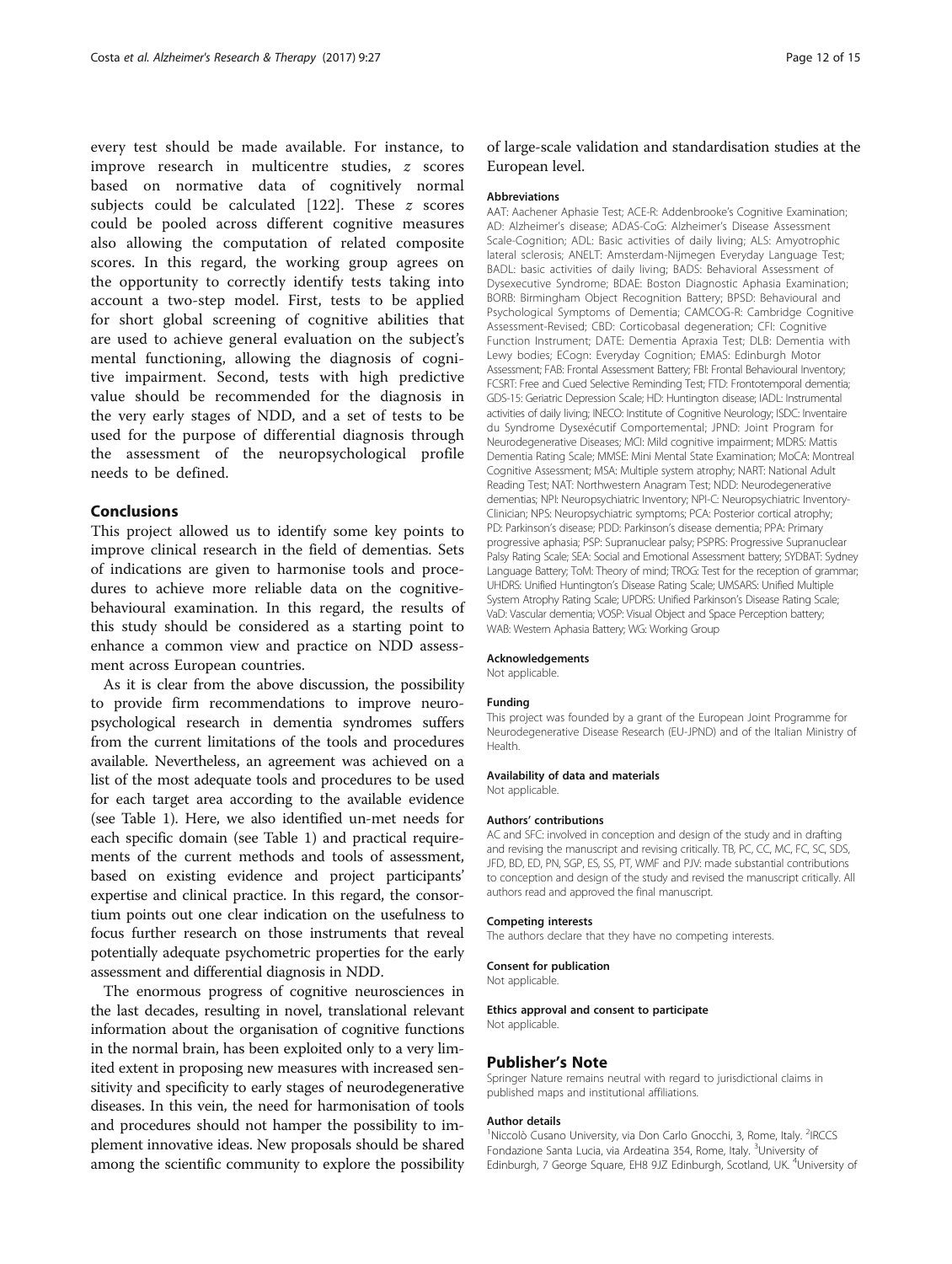every test should be made available. For instance, to improve research in multicentre studies, *z* scores based on normative data of cognitively normal subjects could be calculated [122]. These *z* scores could be pooled across different cognitive measures also allowing the computation of related composite scores. In this regard, the working group agrees on the opportunity to correctly identify tests taking into account a two-step model. First, tests to be applied for short global screening of cognitive abilities that are used to achieve general evaluation on the subject's mental functioning, allowing the diagnosis of cognitive impairment. Second, tests with high predictive value should be recommended for the diagnosis in the very early stages of NDD, and a set of tests to be used for the purpose of differential diagnosis through the assessment of the neuropsychological profile needs to be defined.

## Conclusions

This project allowed us to identify some key points to improve clinical research in the field of dementias. Sets of indications are given to harmonise tools and procedures to achieve more reliable data on the cognitive-behavioural examination. In this regard, the results of this study should be considered as a starting point to enhance a common view and practice on NDD assessment across European countries.

As it is clear from the above discussion, the possibility to provide firm recommendations to improve neuropsychological research in dementia syndromes suffers from the current limitations of the tools and procedures available. Nevertheless, an agreement was achieved on a list of the most adequate tools and procedures to be used for each target area according to the available evidence (see Table 1). Here, we also identified un-met needs for each specific domain (see Table 1) and practical requirements of the current methods and tools of assessment, based on existing evidence and project participants' expertise and clinical practice. In this regard, the consortium points out one clear indication on the usefulness to focus further research on those instruments that reveal potentially adequate psychometric properties for the early assessment and differential diagnosis in NDD.

The enormous progress of cognitive neurosciences in the last decades, resulting in novel, translational relevant information about the organisation of cognitive functions in the normal brain, has been exploited only to a very limited extent in proposing new measures with increased sensitivity and specificity to early stages of neurodegenerative diseases. In this vein, the need for harmonisation of tools and procedures should not hamper the possibility to implement innovative ideas. New proposals should be shared among the scientific community to explore the possibility of large-scale validation and standardisation studies at the European level.

### Abbreviations

AAT: Aachener Aphasie Test; ACE-R: Addenbrooke's Cognitive Examination; AD: Alzheimer's disease; ADAS-CoG: Alzheimer's Disease Assessment Scale-Cognition; ADL: Basic activities of daily living; ALS: Amyotrophic lateral sclerosis; ANELT: Amsterdam-Nijmegen Everyday Language Test; BADL: basic activities of daily living; BADS: Behavioral Assessment of Dysexecutive Syndrome; BDAE: Boston Diagnostic Aphasia Examination; BORB: Birmingham Object Recognition Battery; BPSD: Behavioural and Psychological Symptoms of Dementia; CAMCOG-R: Cambridge Cognitive Assessment-Revised; CBD: Corticobasal degeneration; CFI: Cognitive Function Instrument; DATE: Dementia Apraxia Test; DLB: Dementia with Lewy bodies; ECogn: Everyday Cognition; EMAS: Edinburgh Motor Assessment; FAB: Frontal Assessment Battery; FBI: Frontal Behavioural Inventory; FCSRT: Free and Cued Selective Reminding Test; FTD: Frontotemporal dementia; GDS-15: Geriatric Depression Scale; HD: Huntington disease; IADL: Instrumental activities of daily living; INECO: Institute of Cognitive Neurology; ISDC: Inventaire du Syndrome Dysexécutif Comportemental; JPND: Joint Program for Neurodegenerative Diseases; MCI: Mild cognitive impairment; MDRS: Mattis Dementia Rating Scale; MMSE: Mini Mental State Examination; MoCA: Montreal Cognitive Assessment; MSA: Multiple system atrophy; NART: National Adult Reading Test; NAT: Northwestern Anagram Test; NDD: Neurodegenerative dementias; NPI: Neuropsychiatric Inventory; NPI-C: Neuropsychiatric Inventory-Clinician; NPS: Neuropsychiatric symptoms; PCA: Posterior cortical atrophy; PD: Parkinson's disease; PDD: Parkinson's disease dementia; PPA: Primary progressive aphasia; PSP: Supranuclear palsy; PSPRS: Progressive Supranuclear Palsy Rating Scale; SEA: Social and Emotional Assessment battery; SYDBAT: Sydney Language Battery; ToM: Theory of mind; TROG: Test for the reception of grammar; UHDRS: Unified Huntington's Disease Rating Scale; UMSARS: Unified Multiple System Atrophy Rating Scale; UPDRS: Unified Parkinson's Disease Rating Scale; VaD: Vascular dementia; VOSP: Visual Object and Space Perception battery; WAB: Western Aphasia Battery; WG: Working Group

### Acknowledgements

Not applicable.

### Funding

This project was founded by a grant of the European Joint Programme for Neurodegenerative Disease Research (EU-JPND) and of the Italian Ministry of Health.

### Availability of data and materials

Not applicable.

### Authors' contributions

AC and SFC: involved in conception and design of the study and in drafting and revising the manuscript and revising critically. TB, PC, CC, MC, FC, SC, SDS, JFD, BD, ED, PN, SGP, ES, SS, PT, WMF and PJV: made substantial contributions to conception and design of the study and revised the manuscript critically. All authors read and approved the final manuscript.

### Competing interests

The authors declare that they have no competing interests.

### Consent for publication

Not applicable.

### Ethics approval and consent to participate

Not applicable.

## Publisher's Note

Springer Nature remains neutral with regard to jurisdictional claims in published maps and institutional affiliations.

### Author details

[1]Niccolò Cusano University, via Don Carlo Gnocchi, 3, Rome, Italy. [2]IRCCS Fondazione Santa Lucia, via Ardeatina 354, Rome, Italy. [3]University of Edinburgh, 7 George Square, EH8 9JZ Edinburgh, Scotland, UK. [4]University of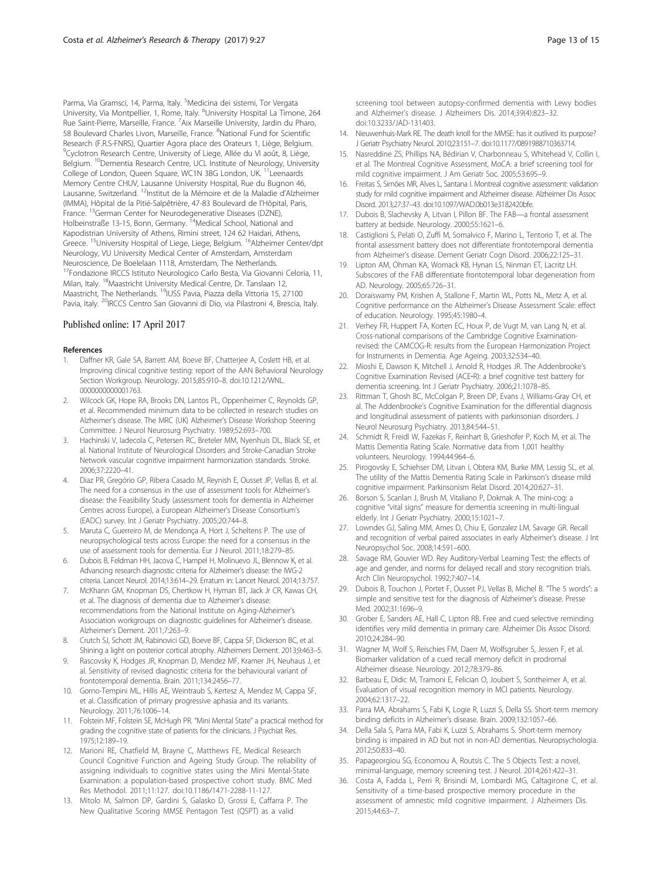Parma, Via Gramsci, 14, Parma, Italy. [5]Medicina dei sistemi, Tor Vergata University, Via Montpellier, 1, Rome, Italy. [6]University Hospital La Timone, 264 Rue Saint-Pierre, Marseille, France. [7]Aix Marseille University, Jardin du Pharo, 58 Boulevard Charles Livon, Marseille, France. [8]National Fund for Scientific Research (F.R.S-FNRS), Quartier Agora place des Orateurs 1, Liège, Belgium. [9]Cyclotron Research Centre, University of Liege, Allée du VI août, 8, Liège, Belgium. [10]Dementia Research Centre, UCL Institute of Neurology, University College of London, Queen Square, WC1N 3BG London, UK. [11]Leenaards Memory Centre CHUV, Lausanne University Hospital, Rue du Bugnon 46, Lausanne, Switzerland. [12]Institut de la Mémoire et de la Maladie d'Alzheimer (IMMA), Hôpital de la Pitié-Salpêtrière, 47-83 Boulevard de l'Hôpital, Paris, France. [13]German Center for Neurodegenerative Diseases (DZNE), Holbeinstraße 13-15, Bonn, Germany. [14]Medical School, National and Kapodistrian University of Athens, Rimini street, 124 62 Haidari, Athens, Greece. [15]University Hospital of Liege, Liege, Belgium. [16]Alzheimer Center/dpt Neurology, VU University Medical Center of Amsterdam, Amsterdam Neuroscience, De Boelelaan 1118, Amsterdam, The Netherlands. [17]Fondazione IRCCS Istituto Neurologico Carlo Besta, Via Giovanni Celoria, 11, Milan, Italy. [18]Maastricht University Medical Centre, Dr. Tanslaan 12, Maastricht, The Netherlands. [19]IUSS Pavia, Piazza della Vittoria 15, 27100 Pavia, Italy. [20]IRCCS Centro San Giovanni di Dio, via Pilastroni 4, Brescia, Italy.

Published online: 17 April 2017

## References

1. Daffner KR, Gale SA, Barrett AM, Boeve BF, Chatterjee A, Coslett HB, et al. Improving clinical cognitive testing: report of the AAN Behavioral Neurology Section Workgroup. Neurology. 2015;85:910–8. doi:10.1212/WNL.0000000000001763.
2. Wilcock GK, Hope RA, Brooks DN, Lantos PL, Oppenheimer C, Reynolds GP, et al. Recommended minimum data to be collected in research studies on Alzheimer's disease. The MRC (UK) Alzheimer's Disease Workshop Steering Committee. J Neurol Neurosurg Psychiatry. 1989;52:693–700.
3. Hachinski V, Iadecola C, Petersen RC, Breteler MM, Nyenhuis DL, Black SE, et al. National Institute of Neurological Disorders and Stroke-Canadian Stroke Network vascular cognitive impairment harmonization standards. Stroke. 2006;37:2220–41.
4. Diaz PR, Gregório GP, Ribera Casado M, Reynish E, Ousset JP, Vellas B, et al. The need for a consensus in the use of assessment tools for Alzheimer's disease: the Feasibility Study (assessment tools for dementia in Alzheimer Centres across Europe), a European Alzheimer's Disease Consortium's (EADC) survey. Int J Geriatr Psychiatry. 2005;20:744–8.
5. Maruta C, Guerreiro M, de Mendonça A, Hort J, Scheltens P. The use of neuropsychological tests across Europe: the need for a consensus in the use of assessment tools for dementia. Eur J Neurol. 2011;18:279–85.
6. Dubois B, Feldman HH, Jacova C, Hampel H, Molinuevo JL, Blennow K, et al. Advancing research diagnostic criteria for Alzheimer's disease: the IWG-2 criteria. Lancet Neurol. 2014;13:614–29. Erratum in: Lancet Neurol. 2014;13:757.
7. McKhann GM, Knopman DS, Chertkow H, Hyman BT, Jack Jr CR, Kawas CH, et al. The diagnosis of dementia due to Alzheimer's disease: recommendations from the National Institute on Aging-Alzheimer's Association workgroups on diagnostic guidelines for Alzheimer's disease. Alzheimer's Dement. 2011;7:263–9.
8. Crutch SJ, Schott JM, Rabinovici GD, Boeve BF, Cappa SF, Dickerson BC, et al. Shining a light on posterior cortical atrophy. Alzheimers Dement. 2013;9:463–5.
9. Rascovsky K, Hodges JR, Knopman D, Mendez MF, Kramer JH, Neuhaus J, et al. Sensitivity of revised diagnostic criteria for the behavioural variant of frontotemporal dementia. Brain. 2011;134:2456–77.
10. Gorno-Tempini ML, Hillis AE, Weintraub S, Kertesz A, Mendez M, Cappa SF, et al. Classification of primary progressive aphasia and its variants. Neurology. 2011;76:1006–14.
11. Folstein MF, Folstein SE, McHugh PR. "Mini Mental State" a practical method for grading the cognitive state of patients for the clinicians. J Psychiat Res. 1975;12:189–19.
12. Marioni RE, Chatfield M, Brayne C, Matthews FE, Medical Research Council Cognitive Function and Ageing Study Group. The reliability of assigning individuals to cognitive states using the Mini Mental-State Examination: a population-based prospective cohort study. BMC Med Res Methodol. 2011;11:127. doi:10.1186/1471-2288-11-127.
13. Mitolo M, Salmon DP, Gardini S, Galasko D, Grossi E, Caffarra P. The New Qualitative Scoring MMSE Pentagon Test (QSPT) as a valid screening tool between autopsy-confirmed dementia with Lewy bodies and Alzheimer's disease. J Alzheimers Dis. 2014;39(4):823–32. doi:10.3233/JAD-131403.
14. Nieuwenhuis-Mark RE. The death knoll for the MMSE: has it outlived its purpose? J Geriatr Psychiatry Neurol. 2010;23:151–7. doi:10.1177/0891988710363714.
15. Nasreddine ZS, Phillips NA, Bédirian V, Charbonneau S, Whitehead V, Collin I, et al. The Montreal Cognitive Assessment, MoCA: a brief screening tool for mild cognitive impairment. J Am Geriatr Soc. 2005;53:695–9.
16. Freitas S, Simões MR, Alves L, Santana I. Montreal cognitive assessment: validation study for mild cognitive impairment and Alzheimer disease. Alzheimer Dis Assoc Disord. 2013;27:37–43. doi:10.1097/WAD.0b013e3182420bfe.
17. Dubois B, Slachevsky A, Litvan I, Pillon BF. The FAB—a frontal assessment battery at bedside. Neurology. 2000;55:1621–6.
18. Castiglioni S, Pelati O, Zuffi M, Somalvico F, Marino L, Tentorio T, et al. The frontal assessment battery does not differentiate frontotemporal dementia from Alzheimer's disease. Dement Geriatr Cogn Disord. 2006;22:125–31.
19. Lipton AM, Ohman KA, Womack KB, Hynan LS, Ninman ET, Lacritz LH. Subscores of the FAB differentiate frontotemporal lobar degeneration from AD. Neurology. 2005;65:726–31.
20. Doraiswamy PM, Krishen A, Stallone F, Martin WL, Potts NL, Metz A, et al. Cognitive performance on the Alzheimer's Disease Assessment Scale: effect of education. Neurology. 1995;45:1980–4.
21. Verhey FR, Huppert FA, Korten EC, Houx P, de Vugt M, van Lang N, et al. Cross-national comparisons of the Cambridge Cognitive Examination-revised: the CAMCOG-R: results from the European Harmonization Project for Instruments in Dementia. Age Ageing. 2003;32:534–40.
22. Mioshi E, Dawson K, Mitchell J, Arnold R, Hodges JR. The Addenbrooke's Cognitive Examination Revised (ACE-R): a brief cognitive test battery for dementia screening. Int J Geriatr Psychiatry. 2006;21:1078–85.
23. Rittman T, Ghosh BC, McColgan P, Breen DP, Evans J, Williams-Gray CH, et al. The Addenbrooke's Cognitive Examination for the differential diagnosis and longitudinal assessment of patients with parkinsonian disorders. J Neurol Neurosurg Psychiatry. 2013;84:544–51.
24. Schmidt R, Freidl W, Fazekas F, Reinhart B, Grieshofer P, Koch M, et al. The Mattis Dementia Rating Scale. Normative data from 1,001 healthy volunteers. Neurology. 1994;44:964–6.
25. Pirogovsky E, Schiehser DM, Litvan I, Obtera KM, Burke MM, Lessig SL, et al. The utility of the Mattis Dementia Rating Scale in Parkinson's disease mild cognitive impairment. Parkinsonism Relat Disord. 2014;20:627–31.
26. Borson S, Scanlan J, Brush M, Vitaliano P, Dokmak A. The mini-cog: a cognitive "vital signs" measure for dementia screening in multi-lingual elderly. Int J Geriatr Psychiatry. 2000;15:1021–7.
27. Lowndes GJ, Saling MM, Ames D, Chiu E, Gonzalez LM, Savage GR. Recall and recognition of verbal paired associates in early Alzheimer's disease. J Int Neuropsychol Soc. 2008;14:591–600.
28. Savage RM, Gouvier WD. Rey Auditory-Verbal Learning Test: the effects of age and gender, and norms for delayed recall and story recognition trials. Arch Clin Neuropsychol. 1992;7:407–14.
29. Dubois B, Touchon J, Portet F, Ousset PJ, Vellas B, Michel B. "The 5 words": a simple and sensitive test for the diagnosis of Alzheimer's disease. Presse Med. 2002;31:1696–9.
30. Grober E, Sanders AE, Hall C, Lipton RB. Free and cued selective reminding identifies very mild dementia in primary care. Alzheimer Dis Assoc Disord. 2010;24:284–90.
31. Wagner M, Wolf S, Reischies FM, Daerr M, Wolfsgruber S, Jessen F, et al. Biomarker validation of a cued recall memory deficit in prodromal Alzheimer disease. Neurology. 2012;78:379–86.
32. Barbeau E, Didic M, Tramoni E, Felician O, Joubert S, Sontheimer A, et al. Evaluation of visual recognition memory in MCI patients. Neurology. 2004;62:1317–22.
33. Parra MA, Abrahams S, Fabi K, Logie R, Luzzi S, Della SS. Short-term memory binding deficits in Alzheimer's disease. Brain. 2009;132:1057–66.
34. Della Sala S, Parra MA, Fabi K, Luzzi S, Abrahams S. Short-term memory binding is impaired in AD but not in non-AD dementias. Neuropsychologia. 2012;50:833–40.
35. Papageorgiou SG, Economou A, Routsis C. The 5 Objects Test: a novel, minimal-language, memory screening test. J Neurol. 2014;261:422–31.
36. Costa A, Fadda L, Perri R, Brisindi M, Lombardi MG, Caltagirone C, et al. Sensitivity of a time-based prospective memory procedure in the assessment of amnestic mild cognitive impairment. J Alzheimers Dis. 2015;44:63–7.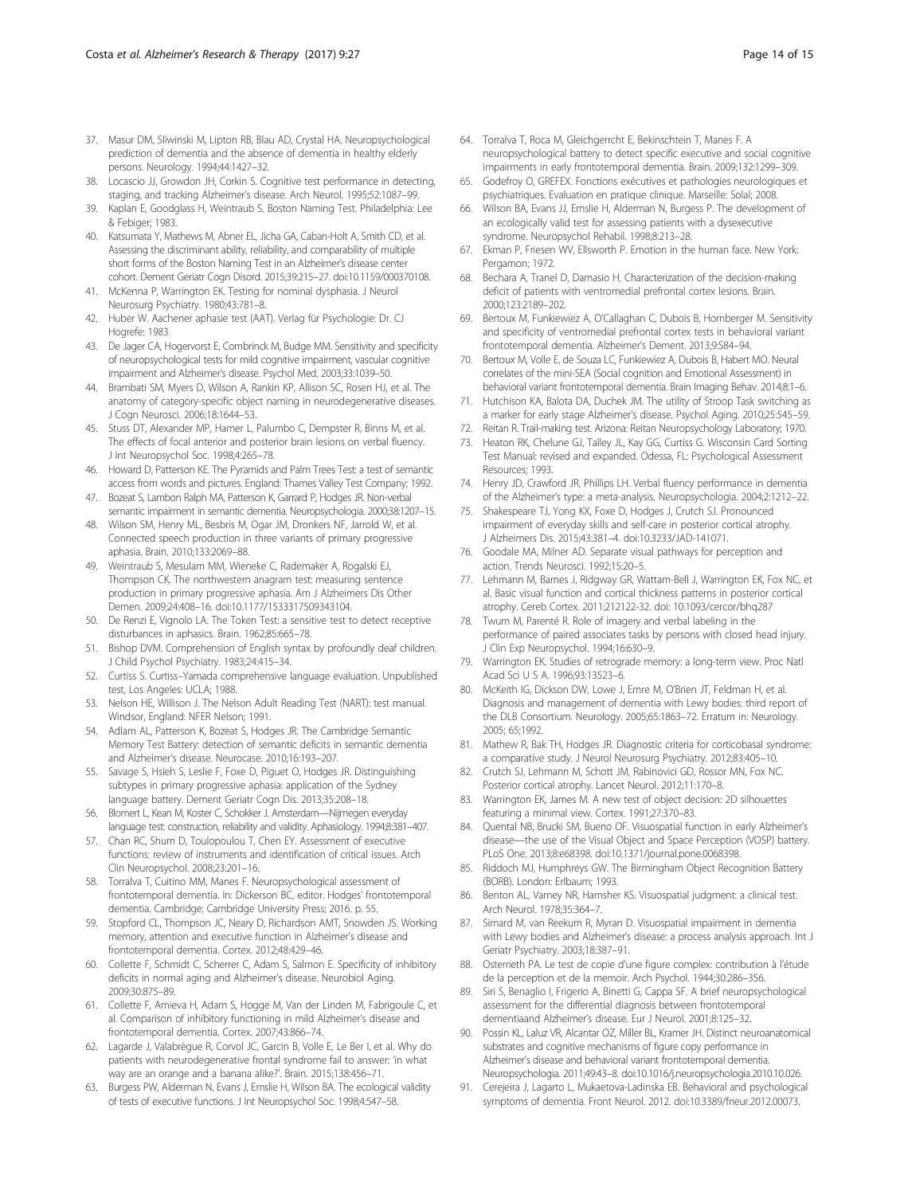37. Masur DM, Sliwinski M, Lipton RB, Blau AD, Crystal HA. Neuropsychological prediction of dementia and the absence of dementia in healthy elderly persons. Neurology. 1994;44:1427–32.
38. Locascio JJ, Growdon JH, Corkin S. Cognitive test performance in detecting, staging, and tracking Alzheimer's disease. Arch Neurol. 1995;52:1087–99.
39. Kaplan E, Goodglass H, Weintraub S. Boston Naming Test. Philadelphia: Lee & Febiger; 1983.
40. Katsumata Y, Mathews M, Abner EL, Jicha GA, Caban-Holt A, Smith CD, et al. Assessing the discriminant ability, reliability, and comparability of multiple short forms of the Boston Naming Test in an Alzheimer's disease center cohort. Dement Geriatr Cogn Disord. 2015;39:215–27. doi:10.1159/000370108.
41. McKenna P, Warrington EK. Testing for nominal dysphasia. J Neurol Neurosurg Psychiatry. 1980;43:781–8.
42. Huber W. Aachener aphasie test (AAT). Verlag für Psychologie: Dr. CJ Hogrefe: 1983
43. De Jager CA, Hogervorst E, Combrinck M, Budge MM. Sensitivity and specificity of neuropsychological tests for mild cognitive impairment, vascular cognitive impairment and Alzheimer's disease. Psychol Med. 2003;33:1039–50.
44. Brambati SM, Myers D, Wilson A, Rankin KP, Allison SC, Rosen HJ, et al. The anatomy of category-specific object naming in neurodegenerative diseases. J Cogn Neurosci. 2006;18:1644–53.
45. Stuss DT, Alexander MP, Hamer L, Palumbo C, Dempster R, Binns M, et al. The effects of focal anterior and posterior brain lesions on verbal fluency. J Int Neuropsychol Soc. 1998;4:265–78.
46. Howard D, Patterson KE. The Pyramids and Palm Trees Test: a test of semantic access from words and pictures. England: Thames Valley Test Company; 1992.
47. Bozeat S, Lambon Ralph MA, Patterson K, Garrard P, Hodges JR. Non-verbal semantic impairment in semantic dementia. Neuropsychologia. 2000;38:1207–15.
48. Wilson SM, Henry ML, Besbris M, Ogar JM, Dronkers NF, Jarrold W, et al. Connected speech production in three variants of primary progressive aphasia. Brain. 2010;133:2069–88.
49. Weintraub S, Mesulam MM, Wieneke C, Rademaker A, Rogalski EJ, Thompson CK. The northwestern anagram test: measuring sentence production in primary progressive aphasia. Am J Alzheimers Dis Other Demen. 2009;24:408–16. doi:10.1177/1533317509343104.
50. De Renzi E, Vignolo LA. The Token Test: a sensitive test to detect receptive disturbances in aphasics. Brain. 1962;85:665–78.
51. Bishop DVM. Comprehension of English syntax by profoundly deaf children. J Child Psychol Psychiatry. 1983;24:415–34.
52. Curtiss S. Curtiss–Yamada comprehensive language evaluation. Unpublished test, Los Angeles: UCLA; 1988.
53. Nelson HE, Willison J. The Nelson Adult Reading Test (NART): test manual. Windsor, England: NFER Nelson; 1991.
54. Adlam AL, Patterson K, Bozeat S, Hodges JR. The Cambridge Semantic Memory Test Battery: detection of semantic deficits in semantic dementia and Alzheimer's disease. Neurocase. 2010;16:193–207.
55. Savage S, Hsieh S, Leslie F, Foxe D, Piguet O, Hodges JR. Distinguishing subtypes in primary progressive aphasia: application of the Sydney language battery. Dement Geriatr Cogn Dis. 2013;35:208–18.
56. Blomert L, Kean M, Koster C, Schokker J. Amsterdam—Nijmegen everyday language test: construction, reliability and validity. Aphasiology. 1994;8:381–407.
57. Chan RC, Shum D, Toulopoulou T, Chen EY. Assessment of executive functions: review of instruments and identification of critical issues. Arch Clin Neuropsychol. 2008;23:201–16.
58. Torralva T, Cuitino MM, Manes F. Neuropsychological assessment of frontotemporal dementia. In: Dickerson BC, editor. Hodges' frontotemporal dementia. Cambridge: Cambridge University Press; 2016. p. 55.
59. Stopford CL, Thompson JC, Neary D, Richardson AMT, Snowden JS. Working memory, attention and executive function in Alzheimer's disease and frontotemporal dementia. Cortex. 2012;48:429–46.
60. Collette F, Schmidt C, Scherrer C, Adam S, Salmon E. Specificity of inhibitory deficits in normal aging and Alzheimer's disease. Neurobiol Aging. 2009;30:875–89.
61. Collette F, Amieva H, Adam S, Hogge M, Van der Linden M, Fabrigoule C, et al. Comparison of inhibitory functioning in mild Alzheimer's disease and frontotemporal dementia. Cortex. 2007;43:866–74.
62. Lagarde J, Valabrègue R, Corvol JC, Garcin B, Volle E, Le Ber I, et al. Why do patients with neurodegenerative frontal syndrome fail to answer: 'in what way are an orange and a banana alike?'. Brain. 2015;138:456–71.
63. Burgess PW, Alderman N, Evans J, Emslie H, Wilson BA. The ecological validity of tests of executive functions. J Int Neuropsychol Soc. 1998;4:547–58.
64. Torralva T, Roca M, Gleichgerrcht E, Bekinschtein T, Manes F. A neuropsychological battery to detect specific executive and social cognitive impairments in early frontotemporal dementia. Brain. 2009;132:1299–309.
65. Godefroy O, GREFEX. Fonctions exécutives et pathologies neurologiques et psychiatriques. Evaluation en pratique clinique. Marseille: Solal; 2008.
66. Wilson BA, Evans JJ, Emslie H, Alderman N, Burgess P. The development of an ecologically valid test for assessing patients with a dysexecutive syndrome. Neuropsychol Rehabil. 1998;8:213–28.
67. Ekman P, Friesen WV, Ellsworth P. Emotion in the human face. New York: Pergamon; 1972.
68. Bechara A, Tranel D, Damasio H. Characterization of the decision-making deficit of patients with ventromedial prefrontal cortex lesions. Brain. 2000;123:2189–202.
69. Bertoux M, Funkiewiez A, O'Callaghan C, Dubois B, Hornberger M. Sensitivity and specificity of ventromedial prefrontal cortex tests in behavioral variant frontotemporal dementia. Alzheimer's Dement. 2013;9:S84–94.
70. Bertoux M, Volle E, de Souza LC, Funkiewiez A, Dubois B, Habert MO. Neural correlates of the mini-SEA (Social cognition and Emotional Assessment) in behavioral variant frontotemporal dementia. Brain Imaging Behav. 2014;8:1–6.
71. Hutchison KA, Balota DA, Duchek JM. The utility of Stroop Task switching as a marker for early stage Alzheimer's disease. Psychol Aging. 2010;25:545–59.
72. Reitan R. Trail-making test. Arizona: Reitan Neuropsychology Laboratory; 1970.
73. Heaton RK, Chelune GJ, Talley JL, Kay GG, Curtiss G. Wisconsin Card Sorting Test Manual: revised and expanded. Odessa, FL: Psychological Assessment Resources; 1993.
74. Henry JD, Crawford JR, Phillips LH. Verbal fluency performance in dementia of the Alzheimer's type: a meta-analysis. Neuropsychologia. 2004;2:1212–22.
75. Shakespeare TJ, Yong KX, Foxe D, Hodges J, Crutch SJ. Pronounced impairment of everyday skills and self-care in posterior cortical atrophy. J Alzheimers Dis. 2015;43:381–4. doi:10.3233/JAD-141071.
76. Goodale MA, Milner AD. Separate visual pathways for perception and action. Trends Neurosci. 1992;15:20–5.
77. Lehmann M, Barnes J, Ridgway GR, Wattam-Bell J, Warrington EK, Fox NC, et al. Basic visual function and cortical thickness patterns in posterior cortical atrophy. Cereb Cortex. 2011;212122-32. doi: 10.1093/cercor/bhq287
78. Twum M, Parenté R. Role of imagery and verbal labeling in the performance of paired associates tasks by persons with closed head injury. J Clin Exp Neuropsychol. 1994;16:630–9.
79. Warrington EK. Studies of retrograde memory: a long-term view. Proc Natl Acad Sci U S A. 1996;93:13523–6.
80. McKeith IG, Dickson DW, Lowe J, Emre M, O'Brien JT, Feldman H, et al. Diagnosis and management of dementia with Lewy bodies: third report of the DLB Consortium. Neurology. 2005;65:1863–72. Erratum in: Neurology. 2005; 65;1992.
81. Mathew R, Bak TH, Hodges JR. Diagnostic criteria for corticobasal syndrome: a comparative study. J Neurol Neurosurg Psychiatry. 2012;83:405–10.
82. Crutch SJ, Lehmann M, Schott JM, Rabinovici GD, Rossor MN, Fox NC. Posterior cortical atrophy. Lancet Neurol. 2012;11:170–8.
83. Warrington EK, James M. A new test of object decision: 2D silhouettes featuring a minimal view. Cortex. 1991;27:370–83.
84. Quental NB, Brucki SM, Bueno OF. Visuospatial function in early Alzheimer's disease—the use of the Visual Object and Space Perception (VOSP) battery. PLoS One. 2013;8:e68398. doi:10.1371/journal.pone.0068398.
85. Riddoch MJ, Humphreys GW. The Birmingham Object Recognition Battery (BORB). London: Erlbaum; 1993.
86. Benton AL, Varney NR, Hamsher KS. Visuospatial judgment: a clinical test. Arch Neurol. 1978;35:364–7.
87. Simard M, van Reekum R, Myran D. Visuospatial impairment in dementia with Lewy bodies and Alzheimer's disease: a process analysis approach. Int J Geriatr Psychiatry. 2003;18:387–91.
88. Osterrieth PA. Le test de copie d'une figure complex: contribution à l'étude de la perception et de la memoir. Arch Psychol. 1944;30:286–356.
89. Siri S, Benaglio I, Frigerio A, Binetti G, Cappa SF. A brief neuropsychological assessment for the differential diagnosis between frontotemporal dementiaand Alzheimer's disease. Eur J Neurol. 2001;8:125–32.
90. Possin KL, Laluz VR, Alcantar OZ, Miller BL, Kramer JH. Distinct neuroanatomical substrates and cognitive mechanisms of figure copy performance in Alzheimer's disease and behavioral variant frontotemporal dementia. Neuropsychologia. 2011;49:43–8. doi:10.1016/j.neuropsychologia.2010.10.026.
91. Cerejeira J, Lagarto L, Mukaetova-Ladinska EB. Behavioral and psychological symptoms of dementia. Front Neurol. 2012. doi:10.3389/fneur.2012.00073.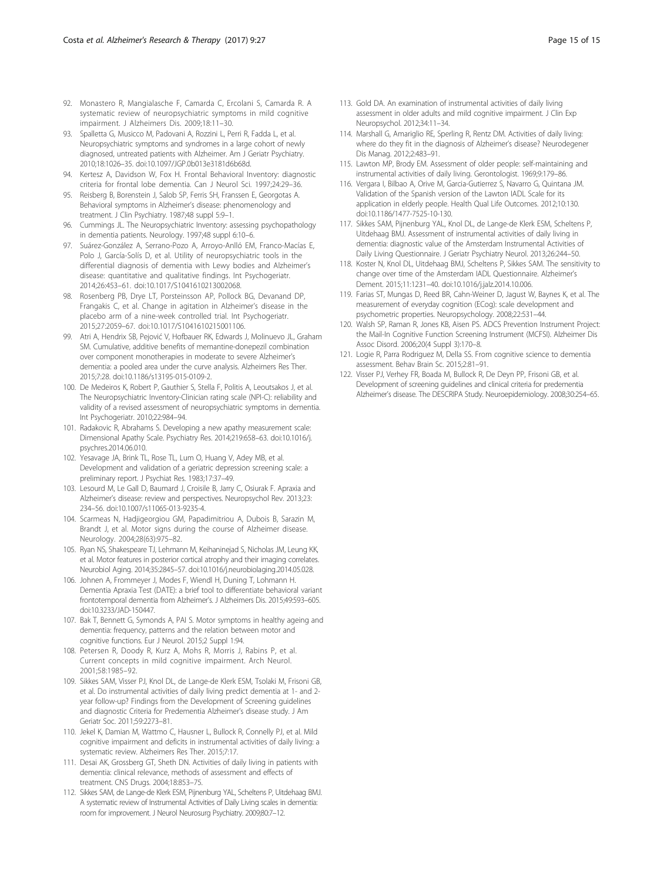92. Monastero R, Mangialasche F, Camarda C, Ercolani S, Camarda R. A systematic review of neuropsychiatric symptoms in mild cognitive impairment. J Alzheimers Dis. 2009;18:11–30.
93. Spalletta G, Musicco M, Padovani A, Rozzini L, Perri R, Fadda L, et al. Neuropsychiatric symptoms and syndromes in a large cohort of newly diagnosed, untreated patients with Alzheimer. Am J Geriatr Psychiatry. 2010;18:1026–35. doi:10.1097/JGP.0b013e3181d6b68d.
94. Kertesz A, Davidson W, Fox H. Frontal Behavioral Inventory: diagnostic criteria for frontal lobe dementia. Can J Neurol Sci. 1997;24:29–36.
95. Reisberg B, Borenstein J, Salob SP, Ferris SH, Franssen E, Georgotas A. Behavioral symptoms in Alzheimer's disease: phenomenology and treatment. J Clin Psychiatry. 1987;48 suppl 5:9–1.
96. Cummings JL. The Neuropsychiatric Inventory: assessing psychopathology in dementia patients. Neurology. 1997;48 suppl 6:10–6.
97. Suárez-González A, Serrano-Pozo A, Arroyo-Anlló EM, Franco-Macías E, Polo J, García-Solís D, et al. Utility of neuropsychiatric tools in the differential diagnosis of dementia with Lewy bodies and Alzheimer's disease: quantitative and qualitative findings. Int Psychogeriatr. 2014;26:453–61. doi:10.1017/S1041610213002068.
98. Rosenberg PB, Drye LT, Porsteinsson AP, Pollock BG, Devanand DP, Frangakis C, et al. Change in agitation in Alzheimer's disease in the placebo arm of a nine-week controlled trial. Int Psychogeriatr. 2015;27:2059–67. doi:10.1017/S1041610215001106.
99. Atri A, Hendrix SB, Pejović V, Hofbauer RK, Edwards J, Molinuevo JL, Graham SM. Cumulative, additive benefits of memantine-donepezil combination over component monotherapies in moderate to severe Alzheimer's dementia: a pooled area under the curve analysis. Alzheimers Res Ther. 2015;7:28. doi:10.1186/s13195-015-0109-2.
100. De Medeiros K, Robert P, Gauthier S, Stella F, Politis A, Leoutsakos J, et al. The Neuropsychiatric Inventory-Clinician rating scale (NPI-C): reliability and validity of a revised assessment of neuropsychiatric symptoms in dementia. Int Psychogeriatr. 2010;22:984–94.
101. Radakovic R, Abrahams S. Developing a new apathy measurement scale: Dimensional Apathy Scale. Psychiatry Res. 2014;219:658–63. doi:10.1016/j.psychres.2014.06.010.
102. Yesavage JA, Brink TL, Rose TL, Lum O, Huang V, Adey MB, et al. Development and validation of a geriatric depression screening scale: a preliminary report. J Psychiat Res. 1983;17:37–49.
103. Lesourd M, Le Gall D, Baumard J, Croisile B, Jarry C, Osiurak F. Apraxia and Alzheimer's disease: review and perspectives. Neuropsychol Rev. 2013;23:234–56. doi:10.1007/s11065-013-9235-4.
104. Scarmeas N, Hadjigeorgiou GM, Papadimitriou A, Dubois B, Sarazin M, Brandt J, et al. Motor signs during the course of Alzheimer disease. Neurology. 2004;28(63):975–82.
105. Ryan NS, Shakespeare TJ, Lehmann M, Keihaninejad S, Nicholas JM, Leung KK, et al. Motor features in posterior cortical atrophy and their imaging correlates. Neurobiol Aging. 2014;35:2845–57. doi:10.1016/j.neurobiolaging.2014.05.028.
106. Johnen A, Frommeyer J, Modes F, Wiendl H, Duning T, Lohmann H. Dementia Apraxia Test (DATE): a brief tool to differentiate behavioral variant frontotemporal dementia from Alzheimer's. J Alzheimers Dis. 2015;49:593–605. doi:10.3233/JAD-150447.
107. Bak T, Bennett G, Symonds A, PAI S. Motor symptoms in healthy ageing and dementia: frequency, patterns and the relation between motor and cognitive functions. Eur J Neurol. 2015;2 Suppl 1:94.
108. Petersen R, Doody R, Kurz A, Mohs R, Morris J, Rabins P, et al. Current concepts in mild cognitive impairment. Arch Neurol. 2001;58:1985–92.
109. Sikkes SAM, Visser PJ, Knol DL, de Lange-de Klerk ESM, Tsolaki M, Frisoni GB, et al. Do instrumental activities of daily living predict dementia at 1- and 2-year follow-up? Findings from the Development of Screening guidelines and diagnostic Criteria for Predementia Alzheimer's disease study. J Am Geriatr Soc. 2011;59:2273–81.
110. Jekel K, Damian M, Wattmo C, Hausner L, Bullock R, Connelly PJ, et al. Mild cognitive impairment and deficits in instrumental activities of daily living: a systematic review. Alzheimers Res Ther. 2015;7:17.
111. Desai AK, Grossberg GT, Sheth DN. Activities of daily living in patients with dementia: clinical relevance, methods of assessment and effects of treatment. CNS Drugs. 2004;18:853–75.
112. Sikkes SAM, de Lange-de Klerk ESM, Pijnenburg YAL, Scheltens P, Uitdehaag BMJ. A systematic review of Instrumental Activities of Daily Living scales in dementia: room for improvement. J Neurol Neurosurg Psychiatry. 2009;80:7–12.
113. Gold DA. An examination of instrumental activities of daily living assessment in older adults and mild cognitive impairment. J Clin Exp Neuropsychol. 2012;34:11–34.
114. Marshall G, Amariglio RE, Sperling R, Rentz DM. Activities of daily living: where do they fit in the diagnosis of Alzheimer's disease? Neurodegener Dis Manag. 2012;2:483–91.
115. Lawton MP, Brody EM. Assessment of older people: self-maintaining and instrumental activities of daily living. Gerontologist. 1969;9:179–86.
116. Vergara I, Bilbao A, Orive M, Garcia-Gutierrez S, Navarro G, Quintana JM. Validation of the Spanish version of the Lawton IADL Scale for its application in elderly people. Health Qual Life Outcomes. 2012;10:130. doi:10.1186/1477-7525-10-130.
117. Sikkes SAM, Pijnenburg YAL, Knol DL, de Lange-de Klerk ESM, Scheltens P, Uitdehaag BMJ. Assessment of instrumental activities of daily living in dementia: diagnostic value of the Amsterdam Instrumental Activities of Daily Living Questionnaire. J Geriatr Psychiatry Neurol. 2013;26:244–50.
118. Koster N, Knol DL, Uitdehaag BMJ, Scheltens P, Sikkes SAM. The sensitivity to change over time of the Amsterdam IADL Questionnaire. Alzheimer's Dement. 2015;11:1231–40. doi:10.1016/j.jalz.2014.10.006.
119. Farias ST, Mungas D, Reed BR, Cahn-Weiner D, Jagust W, Baynes K, et al. The measurement of everyday cognition (ECog): scale development and psychometric properties. Neuropsychology. 2008;22:531–44.
120. Walsh SP, Raman R, Jones KB, Aisen PS. ADCS Prevention Instrument Project: the Mail-In Cognitive Function Screening Instrument (MCFSI). Alzheimer Dis Assoc Disord. 2006;20(4 Suppl 3):170–8.
121. Logie R, Parra Rodriguez M, Della SS. From cognitive science to dementia assessment. Behav Brain Sc. 2015;2:81–91.
122. Visser PJ, Verhey FR, Boada M, Bullock R, De Deyn PP, Frisoni GB, et al. Development of screening guidelines and clinical criteria for predementia Alzheimer's disease. The DESCRIPA Study. Neuroepidemiology. 2008;30:254–65.